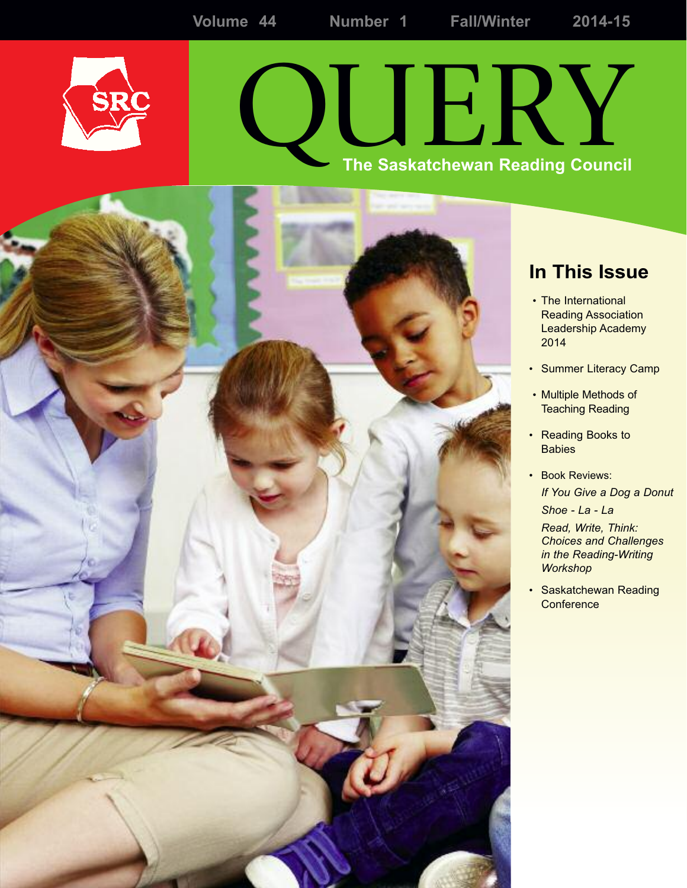Volume 44 Number 1 Fall/Winter 2014-15

SRC

# QUERY

The Saskatchewan Reading Council

## In This Issue

- The International Reading Association Leadership Academy 2014
- Summer Literacy Camp
- Multiple Methods of Teaching Reading
- Reading Books to Babies
- Book Reviews:
  *If You Give a Dog a Donut*
  *Shoe - La - La*
  *Read, Write, Think: Choices and Challenges in the Reading-Writing Workshop*
- Saskatchewan Reading Conference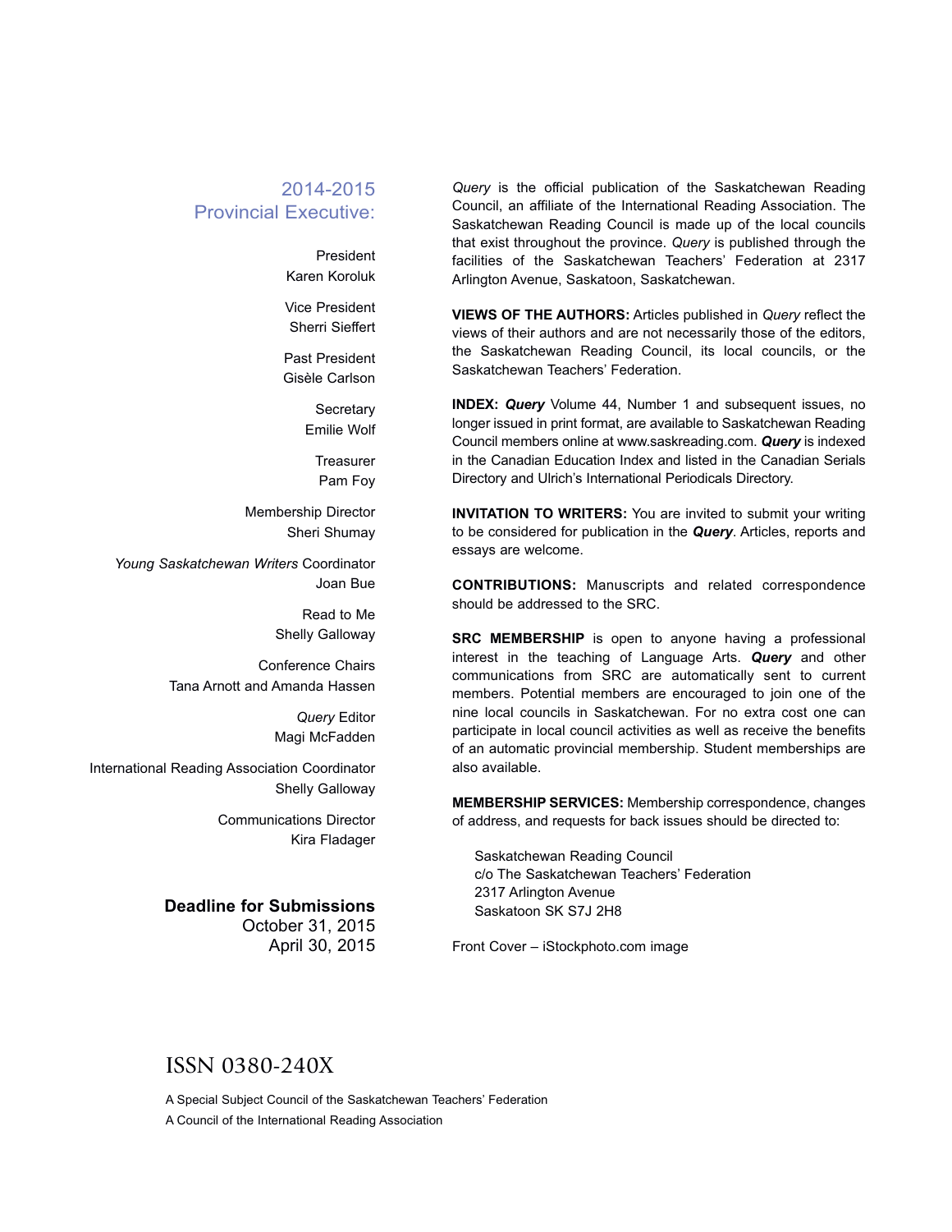## 2014-2015 Provincial Executive:

President
Karen Koroluk

Vice President
Sherri Sieffert

Past President
Gisèle Carlson

Secretary
Emilie Wolf

Treasurer
Pam Foy

Membership Director
Sheri Shumay

*Young Saskatchewan Writers* Coordinator
Joan Bue

Read to Me
Shelly Galloway

Conference Chairs
Tana Arnott and Amanda Hassen

*Query* Editor
Magi McFadden

International Reading Association Coordinator
Shelly Galloway

Communications Director
Kira Fladager

**Deadline for Submissions**
October 31, 2015
April 30, 2015

*Query* is the official publication of the Saskatchewan Reading Council, an affiliate of the International Reading Association. The Saskatchewan Reading Council is made up of the local councils that exist throughout the province. *Query* is published through the facilities of the Saskatchewan Teachers' Federation at 2317 Arlington Avenue, Saskatoon, Saskatchewan.

**VIEWS OF THE AUTHORS:** Articles published in *Query* reflect the views of their authors and are not necessarily those of the editors, the Saskatchewan Reading Council, its local councils, or the Saskatchewan Teachers' Federation.

**INDEX:** ***Query*** Volume 44, Number 1 and subsequent issues, no longer issued in print format, are available to Saskatchewan Reading Council members online at www.saskreading.com. ***Query*** is indexed in the Canadian Education Index and listed in the Canadian Serials Directory and Ulrich's International Periodicals Directory.

**INVITATION TO WRITERS:** You are invited to submit your writing to be considered for publication in the ***Query***. Articles, reports and essays are welcome.

**CONTRIBUTIONS:** Manuscripts and related correspondence should be addressed to the SRC.

**SRC MEMBERSHIP** is open to anyone having a professional interest in the teaching of Language Arts. ***Query*** and other communications from SRC are automatically sent to current members. Potential members are encouraged to join one of the nine local councils in Saskatchewan. For no extra cost one can participate in local council activities as well as receive the benefits of an automatic provincial membership. Student memberships are also available.

**MEMBERSHIP SERVICES:** Membership correspondence, changes of address, and requests for back issues should be directed to:

Saskatchewan Reading Council
c/o The Saskatchewan Teachers' Federation
2317 Arlington Avenue
Saskatoon SK S7J 2H8

Front Cover – iStockphoto.com image

ISSN 0380-240X

A Special Subject Council of the Saskatchewan Teachers' Federation
A Council of the International Reading Association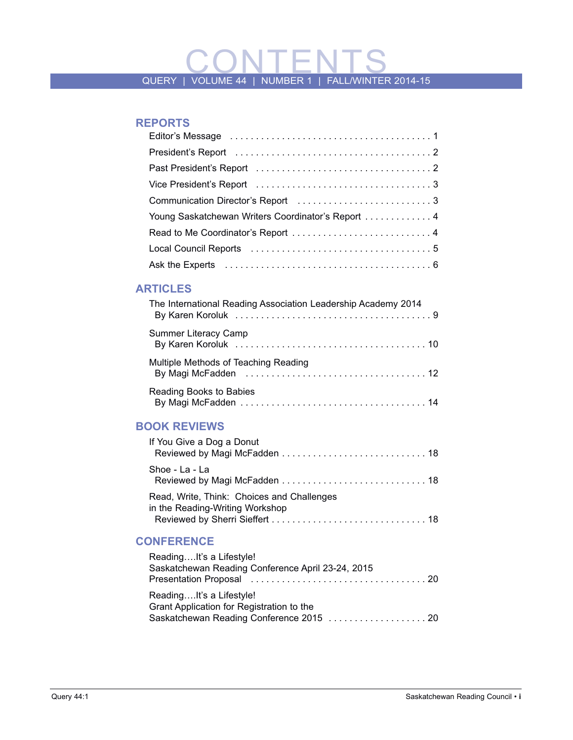# CONTENTS

QUERY | VOLUME 44 | NUMBER 1 | FALL/WINTER 2014-15

## REPORTS

Editor's Message . . . . . . . . . . . . . . . . . . . . . . . . . . . . . . . . . . . . . . 1

President's Report . . . . . . . . . . . . . . . . . . . . . . . . . . . . . . . . . . . . . 2

Past President's Report . . . . . . . . . . . . . . . . . . . . . . . . . . . . . . . . . 2

Vice President's Report . . . . . . . . . . . . . . . . . . . . . . . . . . . . . . . . . 3

Communication Director's Report . . . . . . . . . . . . . . . . . . . . . . . . . 3

Young Saskatchewan Writers Coordinator's Report . . . . . . . . . . . . . 4

Read to Me Coordinator's Report . . . . . . . . . . . . . . . . . . . . . . . . . . 4

Local Council Reports . . . . . . . . . . . . . . . . . . . . . . . . . . . . . . . . . . 5

Ask the Experts . . . . . . . . . . . . . . . . . . . . . . . . . . . . . . . . . . . . . . 6

## ARTICLES

The International Reading Association Leadership Academy 2014
By Karen Koroluk . . . . . . . . . . . . . . . . . . . . . . . . . . . . . . . . . . . . 9

Summer Literacy Camp
By Karen Koroluk . . . . . . . . . . . . . . . . . . . . . . . . . . . . . . . . . . . 10

Multiple Methods of Teaching Reading
By Magi McFadden . . . . . . . . . . . . . . . . . . . . . . . . . . . . . . . . . . 12

Reading Books to Babies
By Magi McFadden . . . . . . . . . . . . . . . . . . . . . . . . . . . . . . . . . . 14

## BOOK REVIEWS

If You Give a Dog a Donut
Reviewed by Magi McFadden . . . . . . . . . . . . . . . . . . . . . . . . . . . 18

Shoe - La - La
Reviewed by Magi McFadden . . . . . . . . . . . . . . . . . . . . . . . . . . . 18

Read, Write, Think: Choices and Challenges
in the Reading-Writing Workshop
Reviewed by Sherri Sieffert . . . . . . . . . . . . . . . . . . . . . . . . . . . . 18

## CONFERENCE

Reading….It's a Lifestyle!
Saskatchewan Reading Conference April 23-24, 2015
Presentation Proposal . . . . . . . . . . . . . . . . . . . . . . . . . . . . . . . . 20

Reading….It's a Lifestyle!
Grant Application for Registration to the
Saskatchewan Reading Conference 2015 . . . . . . . . . . . . . . . . . . . 20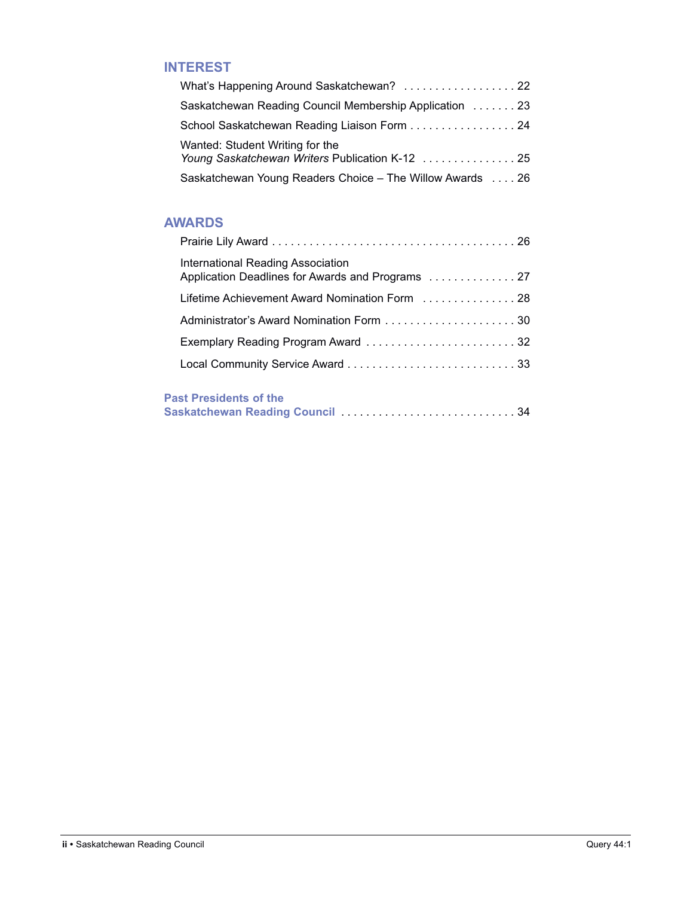## INTEREST

What's Happening Around Saskatchewan? . . . . . . . . . . . . . . . . . . 22

Saskatchewan Reading Council Membership Application . . . . . . . 23

School Saskatchewan Reading Liaison Form . . . . . . . . . . . . . . . . . 24

Wanted: Student Writing for the *Young Saskatchewan Writers* Publication K-12 . . . . . . . . . . . . . . . 25

Saskatchewan Young Readers Choice – The Willow Awards . . . . 26

## AWARDS

Prairie Lily Award . . . . . . . . . . . . . . . . . . . . . . . . . . . . . . . . . . . . . . 26

International Reading Association Application Deadlines for Awards and Programs . . . . . . . . . . . . . . 27

Lifetime Achievement Award Nomination Form . . . . . . . . . . . . . . . 28

Administrator's Award Nomination Form . . . . . . . . . . . . . . . . . . . . . 30

Exemplary Reading Program Award . . . . . . . . . . . . . . . . . . . . . . . . 32

Local Community Service Award . . . . . . . . . . . . . . . . . . . . . . . . . . . 33

**Past Presidents of the Saskatchewan Reading Council . . . . . . . . . . . . . . . . . . . . . . . . . . . . 34**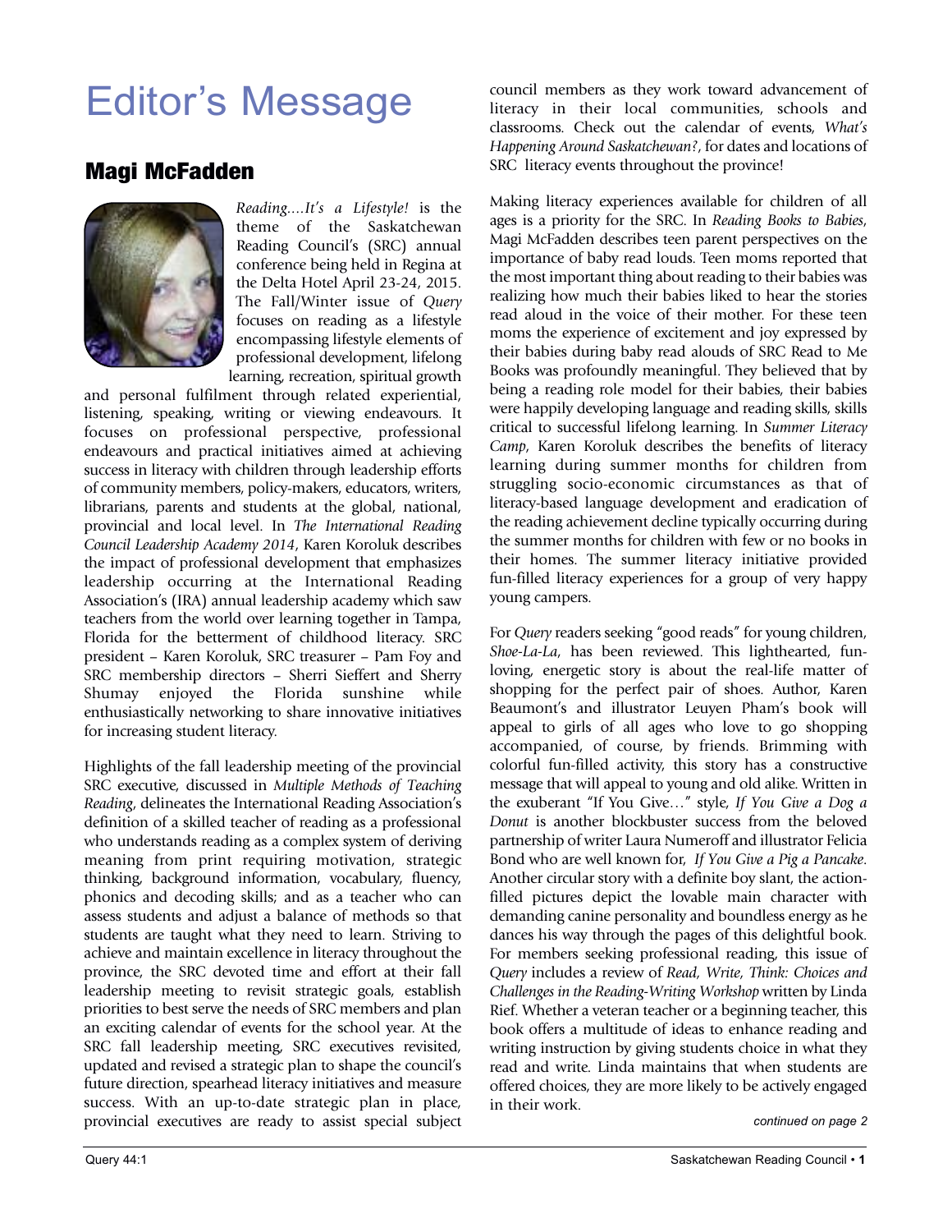# Editor's Message

## Magi McFadden

*Reading....It's a Lifestyle!* is the theme of the Saskatchewan Reading Council's (SRC) annual conference being held in Regina at the Delta Hotel April 23-24, 2015. The Fall/Winter issue of *Query* focuses on reading as a lifestyle encompassing lifestyle elements of professional development, lifelong learning, recreation, spiritual growth and personal fulfilment through related experiential, listening, speaking, writing or viewing endeavours. It focuses on professional perspective, professional endeavours and practical initiatives aimed at achieving success in literacy with children through leadership efforts of community members, policy-makers, educators, writers, librarians, parents and students at the global, national, provincial and local level. In *The International Reading Council Leadership Academy 2014*, Karen Koroluk describes the impact of professional development that emphasizes leadership occurring at the International Reading Association's (IRA) annual leadership academy which saw teachers from the world over learning together in Tampa, Florida for the betterment of childhood literacy. SRC president – Karen Koroluk, SRC treasurer – Pam Foy and SRC membership directors – Sherri Sieffert and Sherry Shumay enjoyed the Florida sunshine while enthusiastically networking to share innovative initiatives for increasing student literacy.

Highlights of the fall leadership meeting of the provincial SRC executive, discussed in *Multiple Methods of Teaching Reading*, delineates the International Reading Association's definition of a skilled teacher of reading as a professional who understands reading as a complex system of deriving meaning from print requiring motivation, strategic thinking, background information, vocabulary, fluency, phonics and decoding skills; and as a teacher who can assess students and adjust a balance of methods so that students are taught what they need to learn. Striving to achieve and maintain excellence in literacy throughout the province, the SRC devoted time and effort at their fall leadership meeting to revisit strategic goals, establish priorities to best serve the needs of SRC members and plan an exciting calendar of events for the school year. At the SRC fall leadership meeting, SRC executives revisited, updated and revised a strategic plan to shape the council's future direction, spearhead literacy initiatives and measure success. With an up-to-date strategic plan in place, provincial executives are ready to assist special subject council members as they work toward advancement of literacy in their local communities, schools and classrooms. Check out the calendar of events, *What's Happening Around Saskatchewan?*, for dates and locations of SRC literacy events throughout the province!

Making literacy experiences available for children of all ages is a priority for the SRC. In *Reading Books to Babies*, Magi McFadden describes teen parent perspectives on the importance of baby read louds. Teen moms reported that the most important thing about reading to their babies was realizing how much their babies liked to hear the stories read aloud in the voice of their mother. For these teen moms the experience of excitement and joy expressed by their babies during baby read alouds of SRC Read to Me Books was profoundly meaningful. They believed that by being a reading role model for their babies, their babies were happily developing language and reading skills, skills critical to successful lifelong learning. In *Summer Literacy Camp*, Karen Koroluk describes the benefits of literacy learning during summer months for children from struggling socio-economic circumstances as that of literacy-based language development and eradication of the reading achievement decline typically occurring during the summer months for children with few or no books in their homes. The summer literacy initiative provided fun-filled literacy experiences for a group of very happy young campers.

For *Query* readers seeking "good reads" for young children, *Shoe-La-La*, has been reviewed. This lighthearted, fun-loving, energetic story is about the real-life matter of shopping for the perfect pair of shoes. Author, Karen Beaumont's and illustrator Leuyen Pham's book will appeal to girls of all ages who love to go shopping accompanied, of course, by friends. Brimming with colorful fun-filled activity, this story has a constructive message that will appeal to young and old alike. Written in the exuberant "If You Give…" style, *If You Give a Dog a Donut* is another blockbuster success from the beloved partnership of writer Laura Numeroff and illustrator Felicia Bond who are well known for, *If You Give a Pig a Pancake*. Another circular story with a definite boy slant, the action-filled pictures depict the lovable main character with demanding canine personality and boundless energy as he dances his way through the pages of this delightful book. For members seeking professional reading, this issue of *Query* includes a review of *Read, Write, Think: Choices and Challenges in the Reading-Writing Workshop* written by Linda Rief. Whether a veteran teacher or a beginning teacher, this book offers a multitude of ideas to enhance reading and writing instruction by giving students choice in what they read and write. Linda maintains that when students are offered choices, they are more likely to be actively engaged in their work.

*continued on page 2*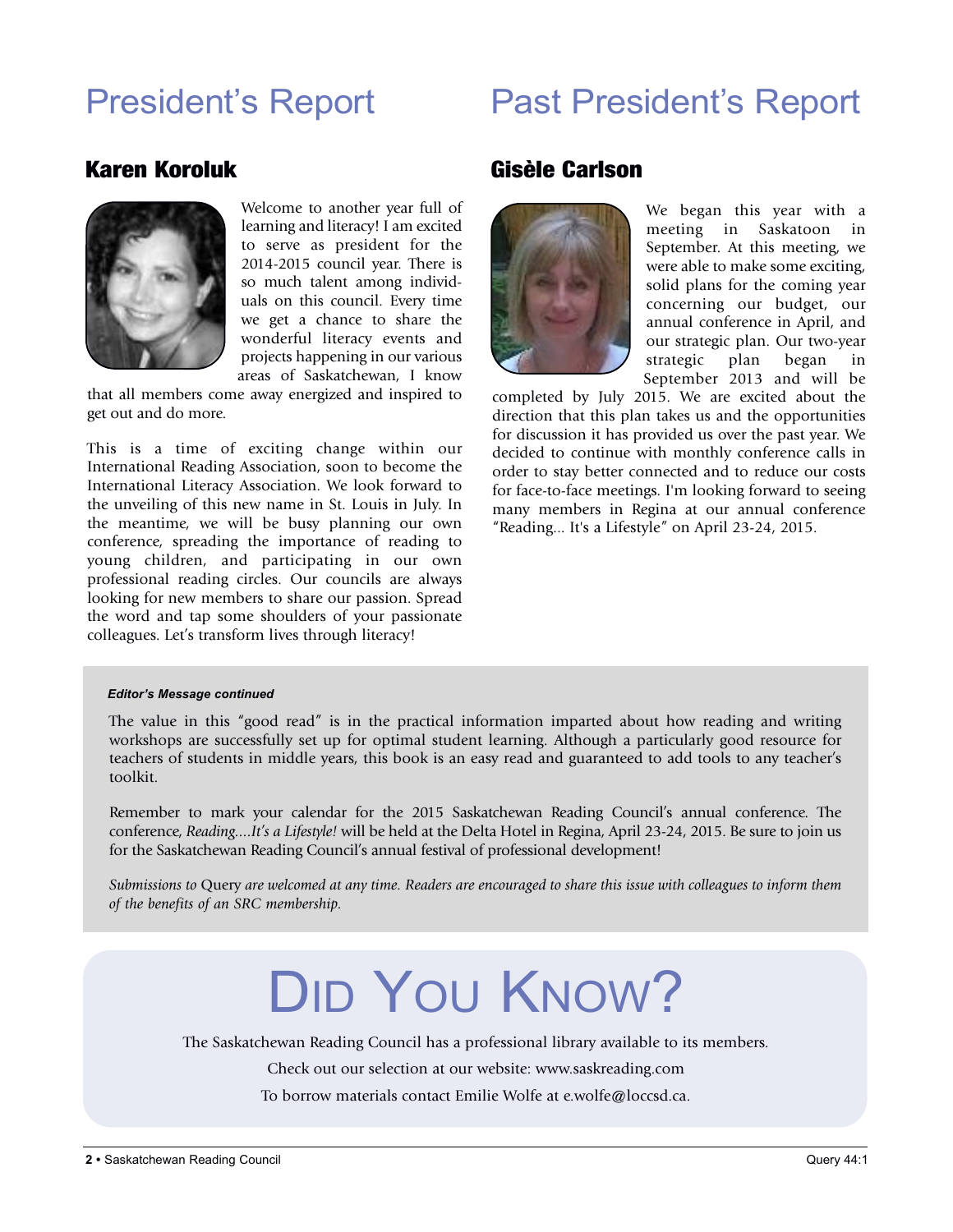# President's Report

## Karen Koroluk

Welcome to another year full of learning and literacy! I am excited to serve as president for the 2014-2015 council year. There is so much talent among individuals on this council. Every time we get a chance to share the wonderful literacy events and projects happening in our various areas of Saskatchewan, I know that all members come away energized and inspired to get out and do more.

This is a time of exciting change within our International Reading Association, soon to become the International Literacy Association. We look forward to the unveiling of this new name in St. Louis in July. In the meantime, we will be busy planning our own conference, spreading the importance of reading to young children, and participating in our own professional reading circles. Our councils are always looking for new members to share our passion. Spread the word and tap some shoulders of your passionate colleagues. Let's transform lives through literacy!

# Past President's Report

## Gisèle Carlson

We began this year with a meeting in Saskatoon in September. At this meeting, we were able to make some exciting, solid plans for the coming year concerning our budget, our annual conference in April, and our strategic plan. Our two-year strategic plan began in September 2013 and will be completed by July 2015. We are excited about the direction that this plan takes us and the opportunities for discussion it has provided us over the past year. We decided to continue with monthly conference calls in order to stay better connected and to reduce our costs for face-to-face meetings. I'm looking forward to seeing many members in Regina at our annual conference "Reading... It's a Lifestyle" on April 23-24, 2015.

***Editor's Message continued***

The value in this "good read" is in the practical information imparted about how reading and writing workshops are successfully set up for optimal student learning. Although a particularly good resource for teachers of students in middle years, this book is an easy read and guaranteed to add tools to any teacher's toolkit.

Remember to mark your calendar for the 2015 Saskatchewan Reading Council's annual conference. The conference, *Reading....It's a Lifestyle!* will be held at the Delta Hotel in Regina, April 23-24, 2015. Be sure to join us for the Saskatchewan Reading Council's annual festival of professional development!

*Submissions to* Query *are welcomed at any time. Readers are encouraged to share this issue with colleagues to inform them of the benefits of an SRC membership.*

# Did You Know?

The Saskatchewan Reading Council has a professional library available to its members.

Check out our selection at our website: www.saskreading.com

To borrow materials contact Emilie Wolfe at e.wolfe@loccsd.ca.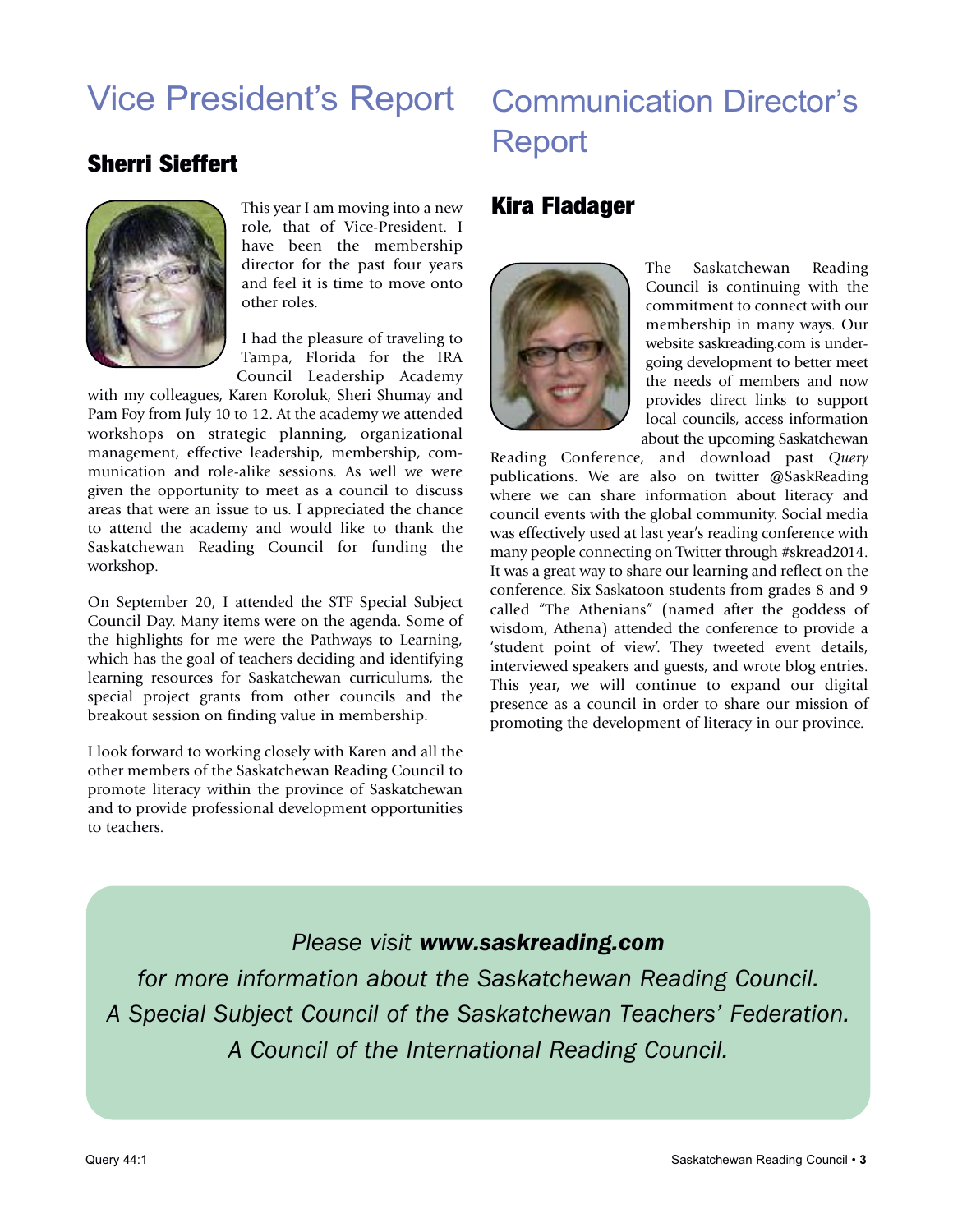# Vice President's Report

## Sherri Sieffert

This year I am moving into a new role, that of Vice-President. I have been the membership director for the past four years and feel it is time to move onto other roles.

I had the pleasure of traveling to Tampa, Florida for the IRA Council Leadership Academy with my colleagues, Karen Koroluk, Sheri Shumay and Pam Foy from July 10 to 12. At the academy we attended workshops on strategic planning, organizational management, effective leadership, membership, communication and role-alike sessions. As well we were given the opportunity to meet as a council to discuss areas that were an issue to us. I appreciated the chance to attend the academy and would like to thank the Saskatchewan Reading Council for funding the workshop.

On September 20, I attended the STF Special Subject Council Day. Many items were on the agenda. Some of the highlights for me were the Pathways to Learning, which has the goal of teachers deciding and identifying learning resources for Saskatchewan curriculums, the special project grants from other councils and the breakout session on finding value in membership.

I look forward to working closely with Karen and all the other members of the Saskatchewan Reading Council to promote literacy within the province of Saskatchewan and to provide professional development opportunities to teachers.

# Communication Director's Report

## Kira Fladager

The Saskatchewan Reading Council is continuing with the commitment to connect with our membership in many ways. Our website saskreading.com is undergoing development to better meet the needs of members and now provides direct links to support local councils, access information about the upcoming Saskatchewan Reading Conference, and download past *Query* publications. We are also on twitter @SaskReading where we can share information about literacy and council events with the global community. Social media was effectively used at last year's reading conference with many people connecting on Twitter through #skread2014. It was a great way to share our learning and reflect on the conference. Six Saskatoon students from grades 8 and 9 called "The Athenians" (named after the goddess of wisdom, Athena) attended the conference to provide a 'student point of view'. They tweeted event details, interviewed speakers and guests, and wrote blog entries. This year, we will continue to expand our digital presence as a council in order to share our mission of promoting the development of literacy in our province.

*Please visit **www.saskreading.com***
*for more information about the Saskatchewan Reading Council.*
*A Special Subject Council of the Saskatchewan Teachers' Federation.*
*A Council of the International Reading Council.*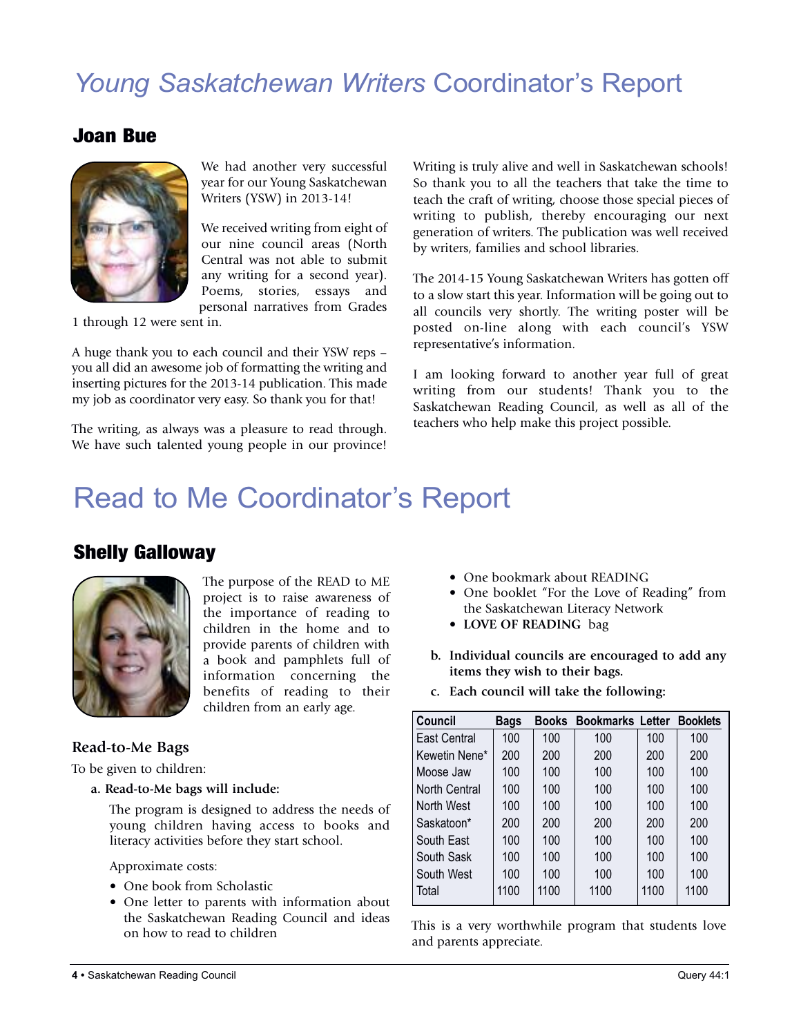# *Young Saskatchewan Writers* Coordinator's Report

## Joan Bue

We had another very successful year for our Young Saskatchewan Writers (YSW) in 2013-14!

We received writing from eight of our nine council areas (North Central was not able to submit any writing for a second year). Poems, stories, essays and personal narratives from Grades 1 through 12 were sent in.

A huge thank you to each council and their YSW reps – you all did an awesome job of formatting the writing and inserting pictures for the 2013-14 publication. This made my job as coordinator very easy. So thank you for that!

The writing, as always was a pleasure to read through. We have such talented young people in our province! Writing is truly alive and well in Saskatchewan schools! So thank you to all the teachers that take the time to teach the craft of writing, choose those special pieces of writing to publish, thereby encouraging our next generation of writers. The publication was well received by writers, families and school libraries.

The 2014-15 Young Saskatchewan Writers has gotten off to a slow start this year. Information will be going out to all councils very shortly. The writing poster will be posted on-line along with each council's YSW representative's information.

I am looking forward to another year full of great writing from our students! Thank you to the Saskatchewan Reading Council, as well as all of the teachers who help make this project possible.

# Read to Me Coordinator's Report

## Shelly Galloway

The purpose of the READ to ME project is to raise awareness of the importance of reading to children in the home and to provide parents of children with a book and pamphlets full of information concerning the benefits of reading to their children from an early age.

### Read-to-Me Bags

To be given to children:

**a. Read-to-Me bags will include:**

The program is designed to address the needs of young children having access to books and literacy activities before they start school.

Approximate costs:

- One book from Scholastic
- One letter to parents with information about the Saskatchewan Reading Council and ideas on how to read to children
- One bookmark about READING
- One booklet "For the Love of Reading" from the Saskatchewan Literacy Network
- **LOVE OF READING** bag

**b. Individual councils are encouraged to add any items they wish to their bags.**

**c. Each council will take the following:**

| Council | Bags | Books | Bookmarks | Letter | Booklets |
|---|---|---|---|---|---|
| East Central | 100 | 100 | 100 | 100 | 100 |
| Kewetin Nene* | 200 | 200 | 200 | 200 | 200 |
| Moose Jaw | 100 | 100 | 100 | 100 | 100 |
| North Central | 100 | 100 | 100 | 100 | 100 |
| North West | 100 | 100 | 100 | 100 | 100 |
| Saskatoon* | 200 | 200 | 200 | 200 | 200 |
| South East | 100 | 100 | 100 | 100 | 100 |
| South Sask | 100 | 100 | 100 | 100 | 100 |
| South West | 100 | 100 | 100 | 100 | 100 |
| Total | 1100 | 1100 | 1100 | 1100 | 1100 |

This is a very worthwhile program that students love and parents appreciate.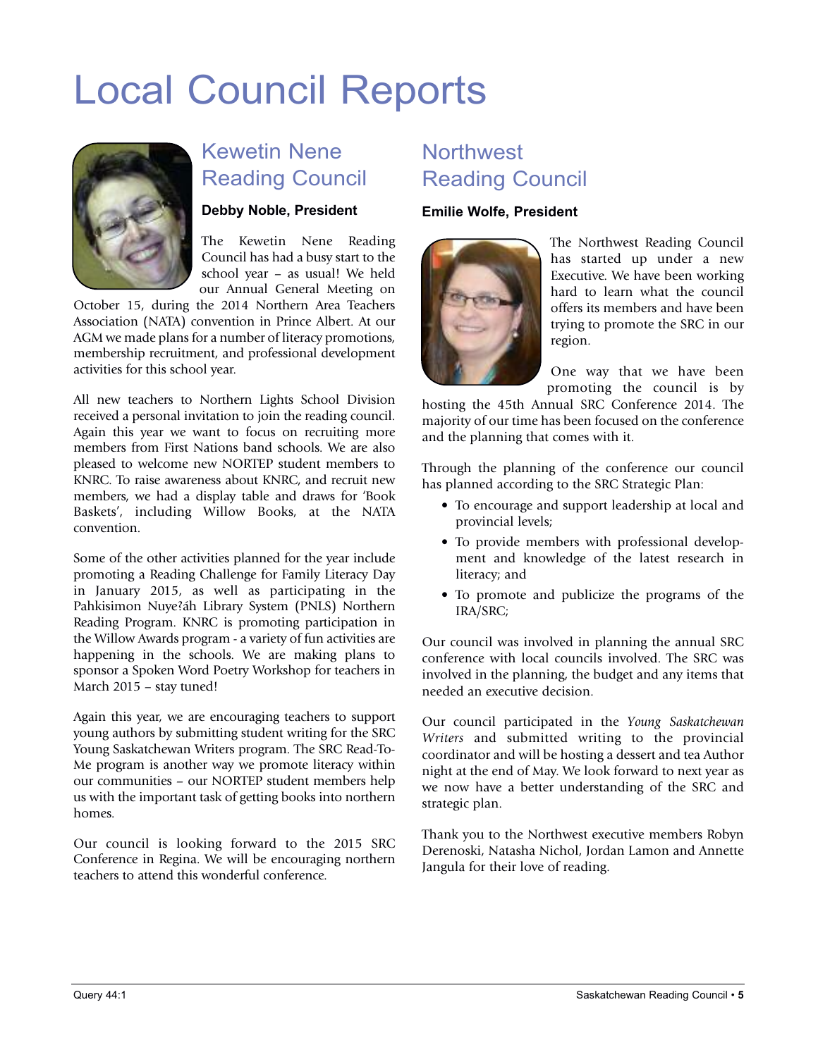# Local Council Reports

## Kewetin Nene Reading Council

**Debby Noble, President**

The Kewetin Nene Reading Council has had a busy start to the school year – as usual! We held our Annual General Meeting on October 15, during the 2014 Northern Area Teachers Association (NATA) convention in Prince Albert. At our AGM we made plans for a number of literacy promotions, membership recruitment, and professional development activities for this school year.

All new teachers to Northern Lights School Division received a personal invitation to join the reading council. Again this year we want to focus on recruiting more members from First Nations band schools. We are also pleased to welcome new NORTEP student members to KNRC. To raise awareness about KNRC, and recruit new members, we had a display table and draws for 'Book Baskets', including Willow Books, at the NATA convention.

Some of the other activities planned for the year include promoting a Reading Challenge for Family Literacy Day in January 2015, as well as participating in the Pahkisimon Nuye?áh Library System (PNLS) Northern Reading Program. KNRC is promoting participation in the Willow Awards program - a variety of fun activities are happening in the schools. We are making plans to sponsor a Spoken Word Poetry Workshop for teachers in March 2015 – stay tuned!

Again this year, we are encouraging teachers to support young authors by submitting student writing for the SRC Young Saskatchewan Writers program. The SRC Read-To-Me program is another way we promote literacy within our communities – our NORTEP student members help us with the important task of getting books into northern homes.

Our council is looking forward to the 2015 SRC Conference in Regina. We will be encouraging northern teachers to attend this wonderful conference.

## Northwest Reading Council

**Emilie Wolfe, President**

The Northwest Reading Council has started up under a new Executive. We have been working hard to learn what the council offers its members and have been trying to promote the SRC in our region.

One way that we have been promoting the council is by hosting the 45th Annual SRC Conference 2014. The majority of our time has been focused on the conference and the planning that comes with it.

Through the planning of the conference our council has planned according to the SRC Strategic Plan:

- To encourage and support leadership at local and provincial levels;
- To provide members with professional development and knowledge of the latest research in literacy; and
- To promote and publicize the programs of the IRA/SRC;

Our council was involved in planning the annual SRC conference with local councils involved. The SRC was involved in the planning, the budget and any items that needed an executive decision.

Our council participated in the *Young Saskatchewan Writers* and submitted writing to the provincial coordinator and will be hosting a dessert and tea Author night at the end of May. We look forward to next year as we now have a better understanding of the SRC and strategic plan.

Thank you to the Northwest executive members Robyn Derenoski, Natasha Nichol, Jordan Lamon and Annette Jangula for their love of reading.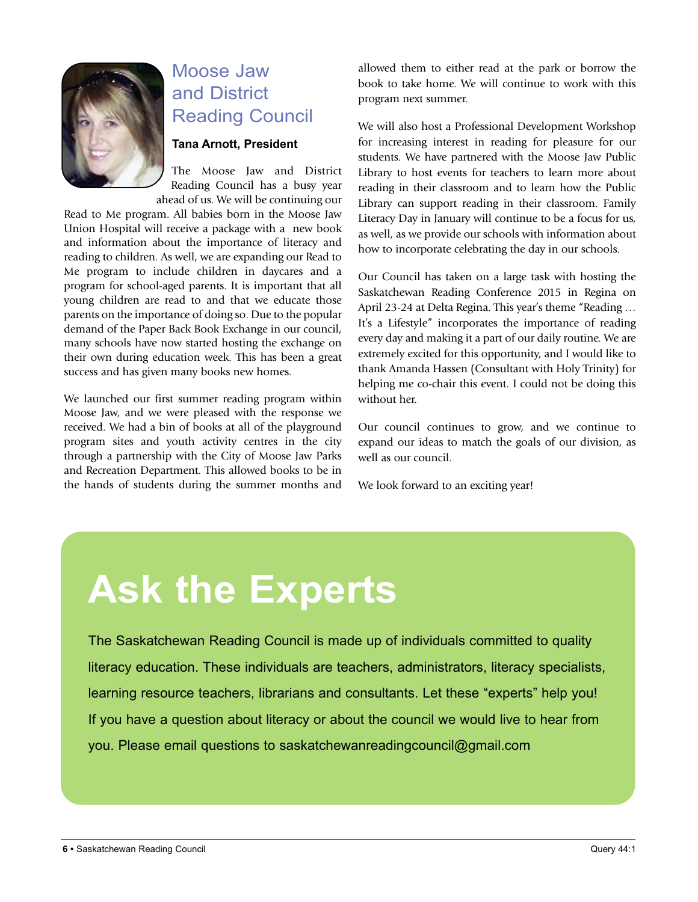## Moose Jaw and District Reading Council

**Tana Arnott, President**

The Moose Jaw and District Reading Council has a busy year ahead of us. We will be continuing our Read to Me program. All babies born in the Moose Jaw Union Hospital will receive a package with a new book and information about the importance of literacy and reading to children. As well, we are expanding our Read to Me program to include children in daycares and a program for school-aged parents. It is important that all young children are read to and that we educate those parents on the importance of doing so. Due to the popular demand of the Paper Back Book Exchange in our council, many schools have now started hosting the exchange on their own during education week. This has been a great success and has given many books new homes.

We launched our first summer reading program within Moose Jaw, and we were pleased with the response we received. We had a bin of books at all of the playground program sites and youth activity centres in the city through a partnership with the City of Moose Jaw Parks and Recreation Department. This allowed books to be in the hands of students during the summer months and allowed them to either read at the park or borrow the book to take home. We will continue to work with this program next summer.

We will also host a Professional Development Workshop for increasing interest in reading for pleasure for our students. We have partnered with the Moose Jaw Public Library to host events for teachers to learn more about reading in their classroom and to learn how the Public Library can support reading in their classroom. Family Literacy Day in January will continue to be a focus for us, as well, as we provide our schools with information about how to incorporate celebrating the day in our schools.

Our Council has taken on a large task with hosting the Saskatchewan Reading Conference 2015 in Regina on April 23-24 at Delta Regina. This year's theme "Reading … It's a Lifestyle" incorporates the importance of reading every day and making it a part of our daily routine. We are extremely excited for this opportunity, and I would like to thank Amanda Hassen (Consultant with Holy Trinity) for helping me co-chair this event. I could not be doing this without her.

Our council continues to grow, and we continue to expand our ideas to match the goals of our division, as well as our council.

We look forward to an exciting year!

# Ask the Experts

The Saskatchewan Reading Council is made up of individuals committed to quality literacy education. These individuals are teachers, administrators, literacy specialists, learning resource teachers, librarians and consultants. Let these "experts" help you! If you have a question about literacy or about the council we would live to hear from you. Please email questions to saskatchewanreadingcouncil@gmail.com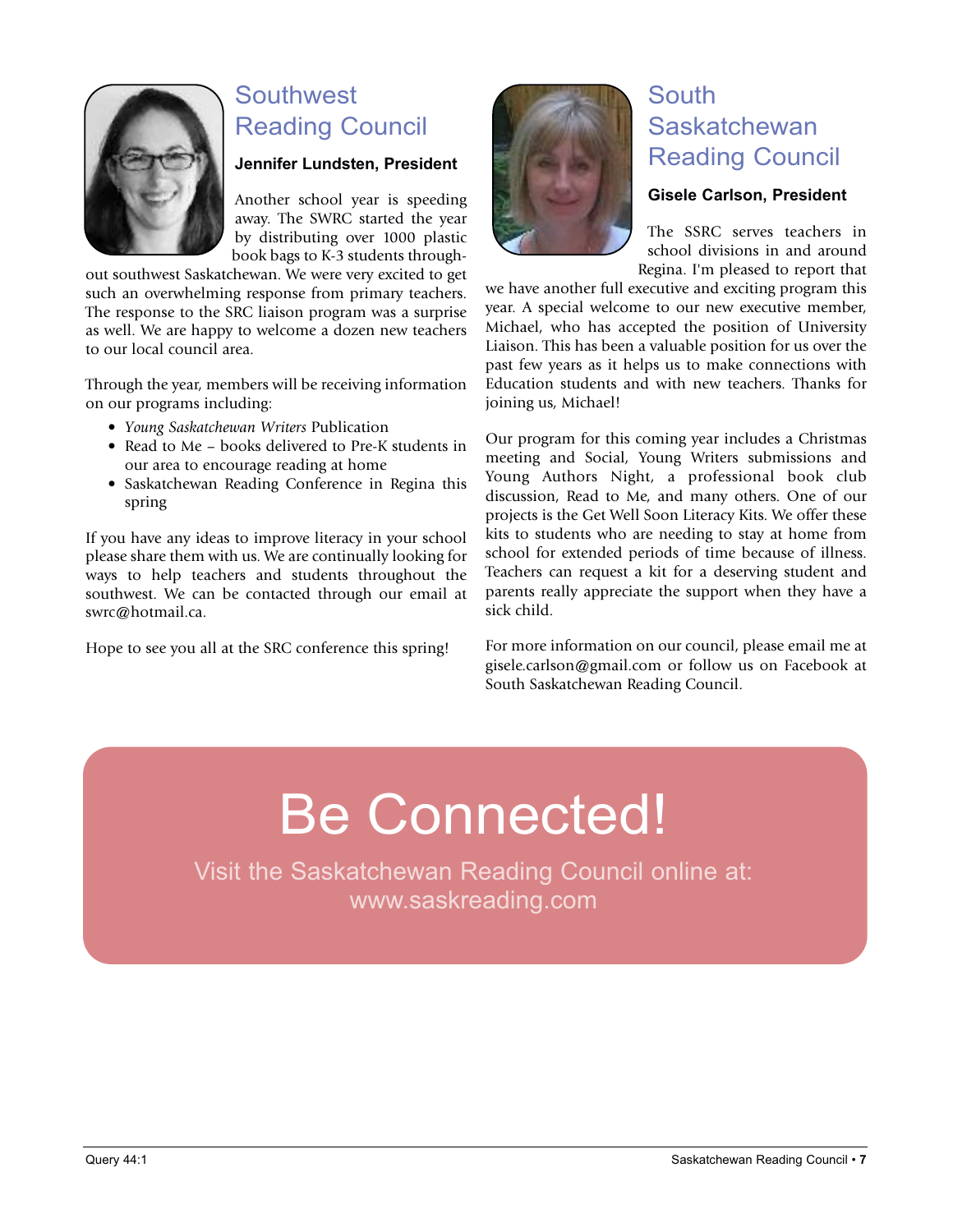## Southwest Reading Council

**Jennifer Lundsten, President**

Another school year is speeding away. The SWRC started the year by distributing over 1000 plastic book bags to K-3 students throughout southwest Saskatchewan. We were very excited to get such an overwhelming response from primary teachers. The response to the SRC liaison program was a surprise as well. We are happy to welcome a dozen new teachers to our local council area.

Through the year, members will be receiving information on our programs including:

- *Young Saskatchewan Writers* Publication
- Read to Me – books delivered to Pre-K students in our area to encourage reading at home
- Saskatchewan Reading Conference in Regina this spring

If you have any ideas to improve literacy in your school please share them with us. We are continually looking for ways to help teachers and students throughout the southwest. We can be contacted through our email at swrc@hotmail.ca.

Hope to see you all at the SRC conference this spring!

## South Saskatchewan Reading Council

**Gisele Carlson, President**

The SSRC serves teachers in school divisions in and around Regina. I'm pleased to report that we have another full executive and exciting program this year. A special welcome to our new executive member, Michael, who has accepted the position of University Liaison. This has been a valuable position for us over the past few years as it helps us to make connections with Education students and with new teachers. Thanks for joining us, Michael!

Our program for this coming year includes a Christmas meeting and Social, Young Writers submissions and Young Authors Night, a professional book club discussion, Read to Me, and many others. One of our projects is the Get Well Soon Literacy Kits. We offer these kits to students who are needing to stay at home from school for extended periods of time because of illness. Teachers can request a kit for a deserving student and parents really appreciate the support when they have a sick child.

For more information on our council, please email me at gisele.carlson@gmail.com or follow us on Facebook at South Saskatchewan Reading Council.

# Be Connected!

Visit the Saskatchewan Reading Council online at: www.saskreading.com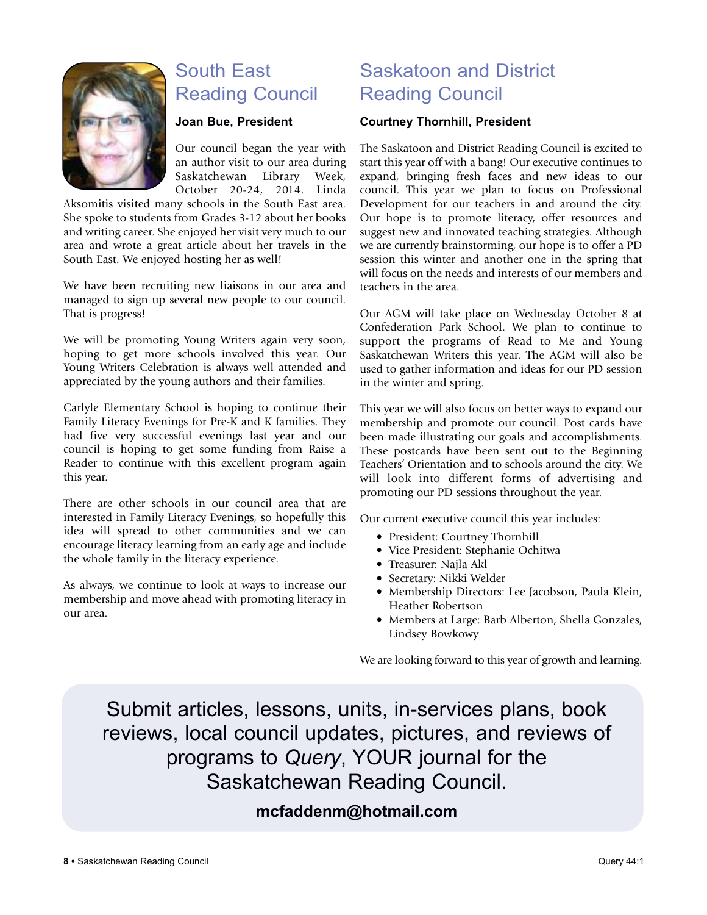## South East Reading Council

**Joan Bue, President**

Our council began the year with an author visit to our area during Saskatchewan Library Week, October 20-24, 2014. Linda Aksomitis visited many schools in the South East area. She spoke to students from Grades 3-12 about her books and writing career. She enjoyed her visit very much to our area and wrote a great article about her travels in the South East. We enjoyed hosting her as well!

We have been recruiting new liaisons in our area and managed to sign up several new people to our council. That is progress!

We will be promoting Young Writers again very soon, hoping to get more schools involved this year. Our Young Writers Celebration is always well attended and appreciated by the young authors and their families.

Carlyle Elementary School is hoping to continue their Family Literacy Evenings for Pre-K and K families. They had five very successful evenings last year and our council is hoping to get some funding from Raise a Reader to continue with this excellent program again this year.

There are other schools in our council area that are interested in Family Literacy Evenings, so hopefully this idea will spread to other communities and we can encourage literacy learning from an early age and include the whole family in the literacy experience.

As always, we continue to look at ways to increase our membership and move ahead with promoting literacy in our area.

## Saskatoon and District Reading Council

**Courtney Thornhill, President**

The Saskatoon and District Reading Council is excited to start this year off with a bang! Our executive continues to expand, bringing fresh faces and new ideas to our council. This year we plan to focus on Professional Development for our teachers in and around the city. Our hope is to promote literacy, offer resources and suggest new and innovated teaching strategies. Although we are currently brainstorming, our hope is to offer a PD session this winter and another one in the spring that will focus on the needs and interests of our members and teachers in the area.

Our AGM will take place on Wednesday October 8 at Confederation Park School. We plan to continue to support the programs of Read to Me and Young Saskatchewan Writers this year. The AGM will also be used to gather information and ideas for our PD session in the winter and spring.

This year we will also focus on better ways to expand our membership and promote our council. Post cards have been made illustrating our goals and accomplishments. These postcards have been sent out to the Beginning Teachers' Orientation and to schools around the city. We will look into different forms of advertising and promoting our PD sessions throughout the year.

Our current executive council this year includes:

- President: Courtney Thornhill
- Vice President: Stephanie Ochitwa
- Treasurer: Najla Akl
- Secretary: Nikki Welder
- Membership Directors: Lee Jacobson, Paula Klein, Heather Robertson
- Members at Large: Barb Alberton, Shella Gonzales, Lindsey Bowkowy

We are looking forward to this year of growth and learning.

Submit articles, lessons, units, in-services plans, book reviews, local council updates, pictures, and reviews of programs to *Query*, YOUR journal for the Saskatchewan Reading Council.

**mcfaddenm@hotmail.com**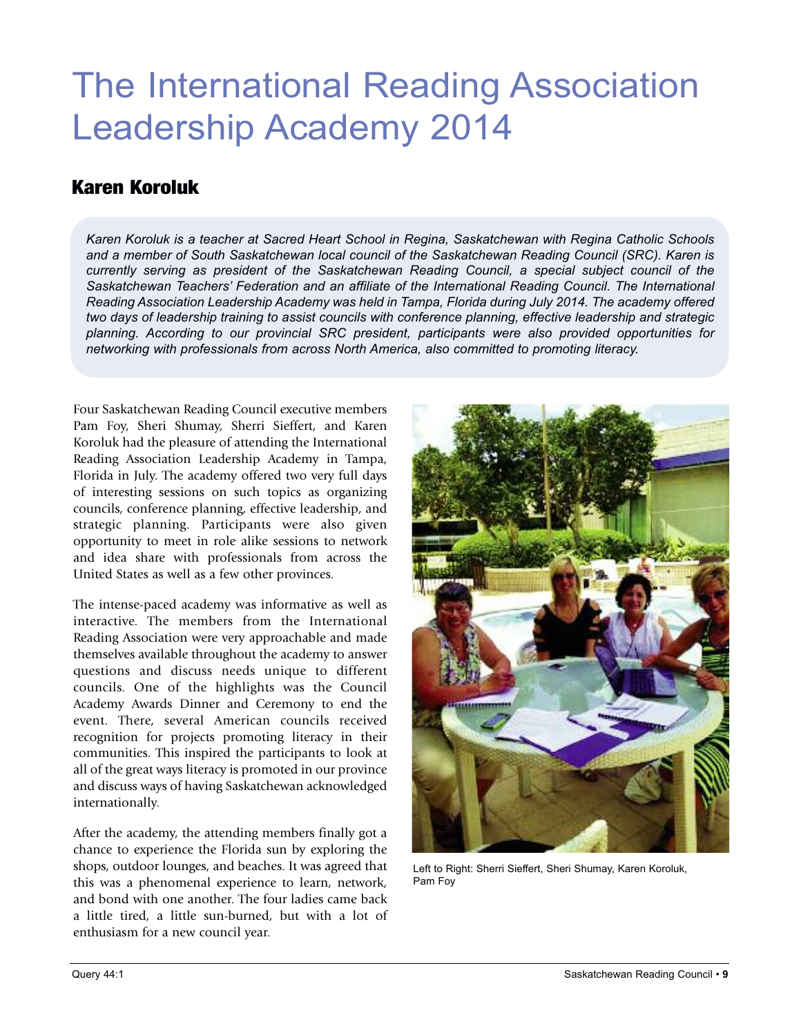# The International Reading Association Leadership Academy 2014

## Karen Koroluk

*Karen Koroluk is a teacher at Sacred Heart School in Regina, Saskatchewan with Regina Catholic Schools and a member of South Saskatchewan local council of the Saskatchewan Reading Council (SRC). Karen is currently serving as president of the Saskatchewan Reading Council, a special subject council of the Saskatchewan Teachers' Federation and an affiliate of the International Reading Council. The International Reading Association Leadership Academy was held in Tampa, Florida during July 2014. The academy offered two days of leadership training to assist councils with conference planning, effective leadership and strategic planning. According to our provincial SRC president, participants were also provided opportunities for networking with professionals from across North America, also committed to promoting literacy.*

Four Saskatchewan Reading Council executive members Pam Foy, Sheri Shumay, Sherri Sieffert, and Karen Koroluk had the pleasure of attending the International Reading Association Leadership Academy in Tampa, Florida in July. The academy offered two very full days of interesting sessions on such topics as organizing councils, conference planning, effective leadership, and strategic planning. Participants were also given opportunity to meet in role alike sessions to network and idea share with professionals from across the United States as well as a few other provinces.

The intense-paced academy was informative as well as interactive. The members from the International Reading Association were very approachable and made themselves available throughout the academy to answer questions and discuss needs unique to different councils. One of the highlights was the Council Academy Awards Dinner and Ceremony to end the event. There, several American councils received recognition for projects promoting literacy in their communities. This inspired the participants to look at all of the great ways literacy is promoted in our province and discuss ways of having Saskatchewan acknowledged internationally.

After the academy, the attending members finally got a chance to experience the Florida sun by exploring the shops, outdoor lounges, and beaches. It was agreed that this was a phenomenal experience to learn, network, and bond with one another. The four ladies came back a little tired, a little sun-burned, but with a lot of enthusiasm for a new council year.

Left to Right: Sherri Sieffert, Sheri Shumay, Karen Koroluk, Pam Foy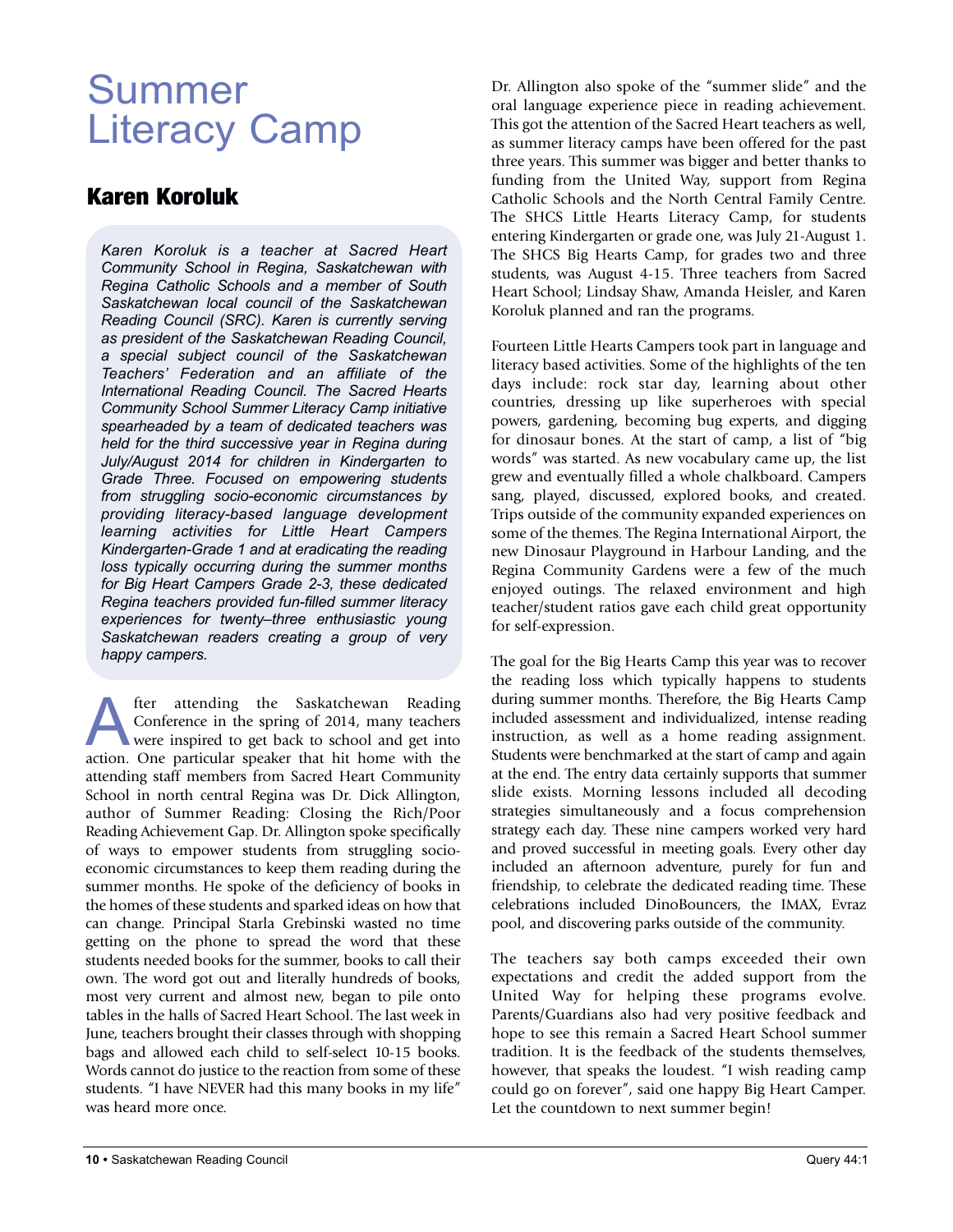# Summer Literacy Camp

## Karen Koroluk

*Karen Koroluk is a teacher at Sacred Heart Community School in Regina, Saskatchewan with Regina Catholic Schools and a member of South Saskatchewan local council of the Saskatchewan Reading Council (SRC). Karen is currently serving as president of the Saskatchewan Reading Council, a special subject council of the Saskatchewan Teachers' Federation and an affiliate of the International Reading Council. The Sacred Hearts Community School Summer Literacy Camp initiative spearheaded by a team of dedicated teachers was held for the third successive year in Regina during July/August 2014 for children in Kindergarten to Grade Three. Focused on empowering students from struggling socio-economic circumstances by providing literacy-based language development learning activities for Little Heart Campers Kindergarten-Grade 1 and at eradicating the reading loss typically occurring during the summer months for Big Heart Campers Grade 2-3, these dedicated Regina teachers provided fun-filled summer literacy experiences for twenty–three enthusiastic young Saskatchewan readers creating a group of very happy campers.*

After attending the Saskatchewan Reading Conference in the spring of 2014, many teachers were inspired to get back to school and get into action. One particular speaker that hit home with the attending staff members from Sacred Heart Community School in north central Regina was Dr. Dick Allington, author of Summer Reading: Closing the Rich/Poor Reading Achievement Gap. Dr. Allington spoke specifically of ways to empower students from struggling socio-economic circumstances to keep them reading during the summer months. He spoke of the deficiency of books in the homes of these students and sparked ideas on how that can change. Principal Starla Grebinski wasted no time getting on the phone to spread the word that these students needed books for the summer, books to call their own. The word got out and literally hundreds of books, most very current and almost new, began to pile onto tables in the halls of Sacred Heart School. The last week in June, teachers brought their classes through with shopping bags and allowed each child to self-select 10-15 books. Words cannot do justice to the reaction from some of these students. "I have NEVER had this many books in my life" was heard more once.

Dr. Allington also spoke of the "summer slide" and the oral language experience piece in reading achievement. This got the attention of the Sacred Heart teachers as well, as summer literacy camps have been offered for the past three years. This summer was bigger and better thanks to funding from the United Way, support from Regina Catholic Schools and the North Central Family Centre. The SHCS Little Hearts Literacy Camp, for students entering Kindergarten or grade one, was July 21-August 1. The SHCS Big Hearts Camp, for grades two and three students, was August 4-15. Three teachers from Sacred Heart School; Lindsay Shaw, Amanda Heisler, and Karen Koroluk planned and ran the programs.

Fourteen Little Hearts Campers took part in language and literacy based activities. Some of the highlights of the ten days include: rock star day, learning about other countries, dressing up like superheroes with special powers, gardening, becoming bug experts, and digging for dinosaur bones. At the start of camp, a list of "big words" was started. As new vocabulary came up, the list grew and eventually filled a whole chalkboard. Campers sang, played, discussed, explored books, and created. Trips outside of the community expanded experiences on some of the themes. The Regina International Airport, the new Dinosaur Playground in Harbour Landing, and the Regina Community Gardens were a few of the much enjoyed outings. The relaxed environment and high teacher/student ratios gave each child great opportunity for self-expression.

The goal for the Big Hearts Camp this year was to recover the reading loss which typically happens to students during summer months. Therefore, the Big Hearts Camp included assessment and individualized, intense reading instruction, as well as a home reading assignment. Students were benchmarked at the start of camp and again at the end. The entry data certainly supports that summer slide exists. Morning lessons included all decoding strategies simultaneously and a focus comprehension strategy each day. These nine campers worked very hard and proved successful in meeting goals. Every other day included an afternoon adventure, purely for fun and friendship, to celebrate the dedicated reading time. These celebrations included DinoBouncers, the IMAX, Evraz pool, and discovering parks outside of the community.

The teachers say both camps exceeded their own expectations and credit the added support from the United Way for helping these programs evolve. Parents/Guardians also had very positive feedback and hope to see this remain a Sacred Heart School summer tradition. It is the feedback of the students themselves, however, that speaks the loudest. "I wish reading camp could go on forever", said one happy Big Heart Camper. Let the countdown to next summer begin!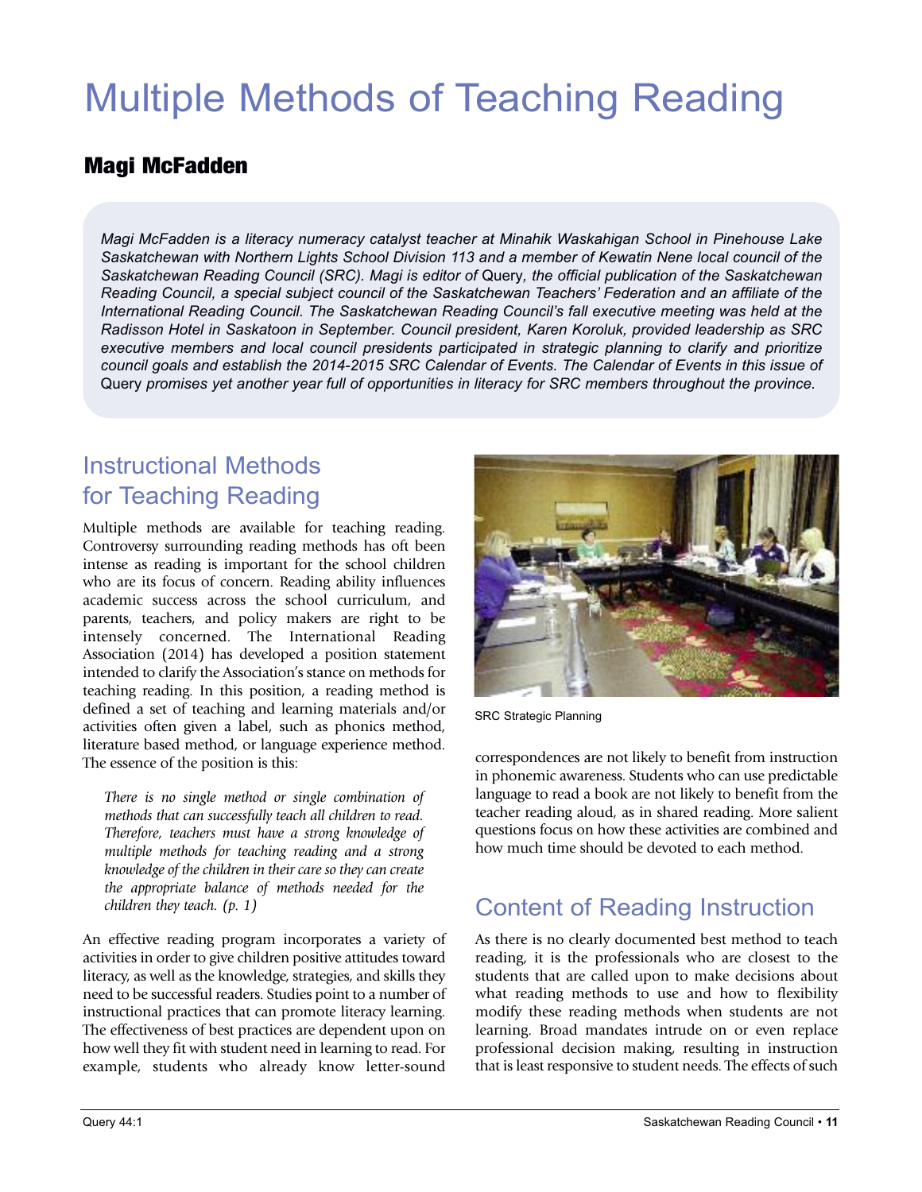# Multiple Methods of Teaching Reading

## Magi McFadden

*Magi McFadden is a literacy numeracy catalyst teacher at Minahik Waskahigan School in Pinehouse Lake Saskatchewan with Northern Lights School Division 113 and a member of Kewatin Nene local council of the Saskatchewan Reading Council (SRC). Magi is editor of* Query*, the official publication of the Saskatchewan Reading Council, a special subject council of the Saskatchewan Teachers' Federation and an affiliate of the International Reading Council. The Saskatchewan Reading Council's fall executive meeting was held at the Radisson Hotel in Saskatoon in September. Council president, Karen Koroluk, provided leadership as SRC executive members and local council presidents participated in strategic planning to clarify and prioritize council goals and establish the 2014-2015 SRC Calendar of Events. The Calendar of Events in this issue of* Query *promises yet another year full of opportunities in literacy for SRC members throughout the province.*

## Instructional Methods for Teaching Reading

Multiple methods are available for teaching reading. Controversy surrounding reading methods has oft been intense as reading is important for the school children who are its focus of concern. Reading ability influences academic success across the school curriculum, and parents, teachers, and policy makers are right to be intensely concerned. The International Reading Association (2014) has developed a position statement intended to clarify the Association's stance on methods for teaching reading. In this position, a reading method is defined a set of teaching and learning materials and/or activities often given a label, such as phonics method, literature based method, or language experience method. The essence of the position is this:

> *There is no single method or single combination of methods that can successfully teach all children to read. Therefore, teachers must have a strong knowledge of multiple methods for teaching reading and a strong knowledge of the children in their care so they can create the appropriate balance of methods needed for the children they teach. (p. 1)*

An effective reading program incorporates a variety of activities in order to give children positive attitudes toward literacy, as well as the knowledge, strategies, and skills they need to be successful readers. Studies point to a number of instructional practices that can promote literacy learning. The effectiveness of best practices are dependent upon on how well they fit with student need in learning to read. For example, students who already know letter-sound correspondences are not likely to benefit from instruction in phonemic awareness. Students who can use predictable language to read a book are not likely to benefit from the teacher reading aloud, as in shared reading. More salient questions focus on how these activities are combined and how much time should be devoted to each method.

SRC Strategic Planning

## Content of Reading Instruction

As there is no clearly documented best method to teach reading, it is the professionals who are closest to the students that are called upon to make decisions about what reading methods to use and how to flexibility modify these reading methods when students are not learning. Broad mandates intrude on or even replace professional decision making, resulting in instruction that is least responsive to student needs. The effects of such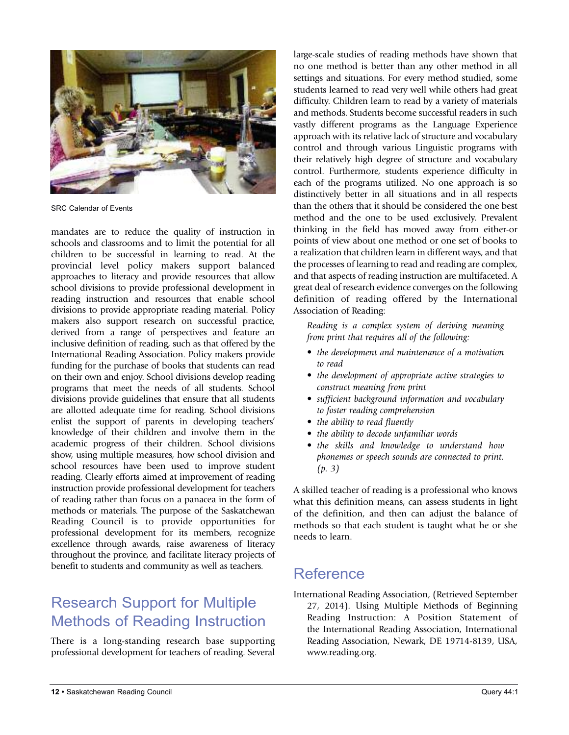SRC Calendar of Events

mandates are to reduce the quality of instruction in schools and classrooms and to limit the potential for all children to be successful in learning to read. At the provincial level policy makers support balanced approaches to literacy and provide resources that allow school divisions to provide professional development in reading instruction and resources that enable school divisions to provide appropriate reading material. Policy makers also support research on successful practice, derived from a range of perspectives and feature an inclusive definition of reading, such as that offered by the International Reading Association. Policy makers provide funding for the purchase of books that students can read on their own and enjoy. School divisions develop reading programs that meet the needs of all students. School divisions provide guidelines that ensure that all students are allotted adequate time for reading. School divisions enlist the support of parents in developing teachers' knowledge of their children and involve them in the academic progress of their children. School divisions show, using multiple measures, how school division and school resources have been used to improve student reading. Clearly efforts aimed at improvement of reading instruction provide professional development for teachers of reading rather than focus on a panacea in the form of methods or materials. The purpose of the Saskatchewan Reading Council is to provide opportunities for professional development for its members, recognize excellence through awards, raise awareness of literacy throughout the province, and facilitate literacy projects of benefit to students and community as well as teachers.

## Research Support for Multiple Methods of Reading Instruction

There is a long-standing research base supporting professional development for teachers of reading. Several large-scale studies of reading methods have shown that no one method is better than any other method in all settings and situations. For every method studied, some students learned to read very well while others had great difficulty. Children learn to read by a variety of materials and methods. Students become successful readers in such vastly different programs as the Language Experience approach with its relative lack of structure and vocabulary control and through various Linguistic programs with their relatively high degree of structure and vocabulary control. Furthermore, students experience difficulty in each of the programs utilized. No one approach is so distinctively better in all situations and in all respects than the others that it should be considered the one best method and the one to be used exclusively. Prevalent thinking in the field has moved away from either-or points of view about one method or one set of books to a realization that children learn in different ways, and that the processes of learning to read and reading are complex, and that aspects of reading instruction are multifaceted. A great deal of research evidence converges on the following definition of reading offered by the International Association of Reading:

> *Reading is a complex system of deriving meaning from print that requires all of the following:*
>
> - *the development and maintenance of a motivation to read*
> - *the development of appropriate active strategies to construct meaning from print*
> - *sufficient background information and vocabulary to foster reading comprehension*
> - *the ability to read fluently*
> - *the ability to decode unfamiliar words*
> - *the skills and knowledge to understand how phonemes or speech sounds are connected to print. (p. 3)*

A skilled teacher of reading is a professional who knows what this definition means, can assess students in light of the definition, and then can adjust the balance of methods so that each student is taught what he or she needs to learn.

## Reference

International Reading Association, (Retrieved September 27, 2014). Using Multiple Methods of Beginning Reading Instruction: A Position Statement of the International Reading Association, International Reading Association, Newark, DE 19714-8139, USA, www.reading.org.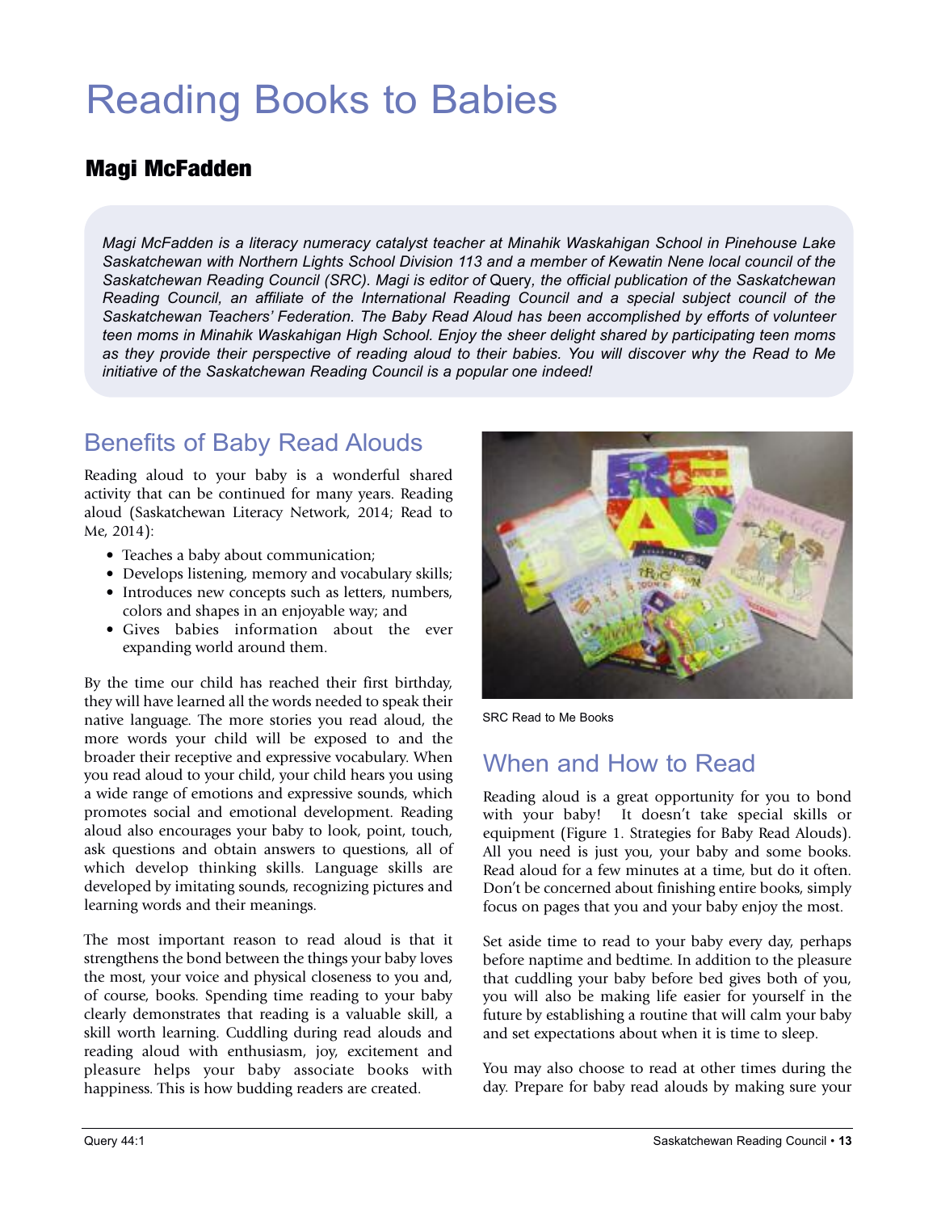# Reading Books to Babies

## Magi McFadden

*Magi McFadden is a literacy numeracy catalyst teacher at Minahik Waskahigan School in Pinehouse Lake Saskatchewan with Northern Lights School Division 113 and a member of Kewatin Nene local council of the Saskatchewan Reading Council (SRC). Magi is editor of* Query*, the official publication of the Saskatchewan Reading Council, an affiliate of the International Reading Council and a special subject council of the Saskatchewan Teachers' Federation. The Baby Read Aloud has been accomplished by efforts of volunteer teen moms in Minahik Waskahigan High School. Enjoy the sheer delight shared by participating teen moms as they provide their perspective of reading aloud to their babies. You will discover why the Read to Me initiative of the Saskatchewan Reading Council is a popular one indeed!*

## Benefits of Baby Read Alouds

Reading aloud to your baby is a wonderful shared activity that can be continued for many years. Reading aloud (Saskatchewan Literacy Network, 2014; Read to Me, 2014):

- Teaches a baby about communication;
- Develops listening, memory and vocabulary skills;
- Introduces new concepts such as letters, numbers, colors and shapes in an enjoyable way; and
- Gives babies information about the ever expanding world around them.

By the time our child has reached their first birthday, they will have learned all the words needed to speak their native language. The more stories you read aloud, the more words your child will be exposed to and the broader their receptive and expressive vocabulary. When you read aloud to your child, your child hears you using a wide range of emotions and expressive sounds, which promotes social and emotional development. Reading aloud also encourages your baby to look, point, touch, ask questions and obtain answers to questions, all of which develop thinking skills. Language skills are developed by imitating sounds, recognizing pictures and learning words and their meanings.

The most important reason to read aloud is that it strengthens the bond between the things your baby loves the most, your voice and physical closeness to you and, of course, books. Spending time reading to your baby clearly demonstrates that reading is a valuable skill, a skill worth learning. Cuddling during read alouds and reading aloud with enthusiasm, joy, excitement and pleasure helps your baby associate books with happiness. This is how budding readers are created.

SRC Read to Me Books

## When and How to Read

Reading aloud is a great opportunity for you to bond with your baby! It doesn't take special skills or equipment (Figure 1. Strategies for Baby Read Alouds). All you need is just you, your baby and some books. Read aloud for a few minutes at a time, but do it often. Don't be concerned about finishing entire books, simply focus on pages that you and your baby enjoy the most.

Set aside time to read to your baby every day, perhaps before naptime and bedtime. In addition to the pleasure that cuddling your baby before bed gives both of you, you will also be making life easier for yourself in the future by establishing a routine that will calm your baby and set expectations about when it is time to sleep.

You may also choose to read at other times during the day. Prepare for baby read alouds by making sure your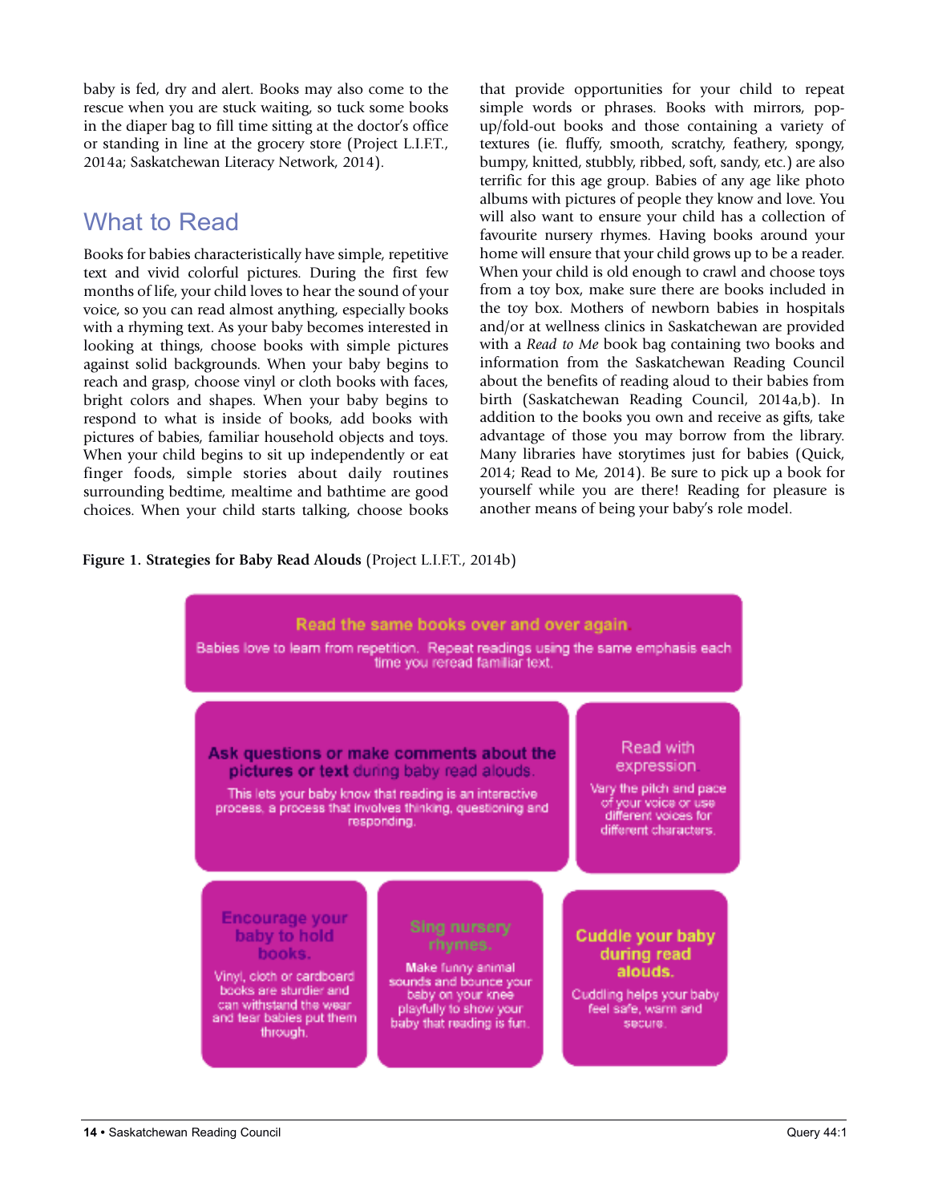baby is fed, dry and alert. Books may also come to the rescue when you are stuck waiting, so tuck some books in the diaper bag to fill time sitting at the doctor's office or standing in line at the grocery store (Project L.I.F.T., 2014a; Saskatchewan Literacy Network, 2014).

## What to Read

Books for babies characteristically have simple, repetitive text and vivid colorful pictures. During the first few months of life, your child loves to hear the sound of your voice, so you can read almost anything, especially books with a rhyming text. As your baby becomes interested in looking at things, choose books with simple pictures against solid backgrounds. When your baby begins to reach and grasp, choose vinyl or cloth books with faces, bright colors and shapes. When your baby begins to respond to what is inside of books, add books with pictures of babies, familiar household objects and toys. When your child begins to sit up independently or eat finger foods, simple stories about daily routines surrounding bedtime, mealtime and bathtime are good choices. When your child starts talking, choose books that provide opportunities for your child to repeat simple words or phrases. Books with mirrors, pop-up/fold-out books and those containing a variety of textures (ie. fluffy, smooth, scratchy, feathery, spongy, bumpy, knitted, stubbly, ribbed, soft, sandy, etc.) are also terrific for this age group. Babies of any age like photo albums with pictures of people they know and love. You will also want to ensure your child has a collection of favourite nursery rhymes. Having books around your home will ensure that your child grows up to be a reader. When your child is old enough to crawl and choose toys from a toy box, make sure there are books included in the toy box. Mothers of newborn babies in hospitals and/or at wellness clinics in Saskatchewan are provided with a *Read to Me* book bag containing two books and information from the Saskatchewan Reading Council about the benefits of reading aloud to their babies from birth (Saskatchewan Reading Council, 2014a,b). In addition to the books you own and receive as gifts, take advantage of those you may borrow from the library. Many libraries have storytimes just for babies (Quick, 2014; Read to Me, 2014). Be sure to pick up a book for yourself while you are there! Reading for pleasure is another means of being your baby's role model.

**Figure 1. Strategies for Baby Read Alouds** (Project L.I.F.T., 2014b)

**Read the same books over and over again.**
Babies love to learn from repetition. Repeat readings using the same emphasis each time you reread familiar text.

**Ask questions or make comments about the pictures or text** during baby read alouds.
This lets your baby know that reading is an interactive process, a process that involves thinking, questioning and responding.

**Read with expression.**
Vary the pitch and pace of your voice or use different voices for different characters.

**Encourage your baby to hold books.**
Vinyl, cloth or cardboard books are sturdier and can withstand the wear and tear babies put them through.

**Sing nursery rhymes.**
Make funny animal sounds and bounce your baby on your knee playfully to show your baby that reading is fun.

**Cuddle your baby during read alouds.**
Cuddling helps your baby feel safe, warm and secure.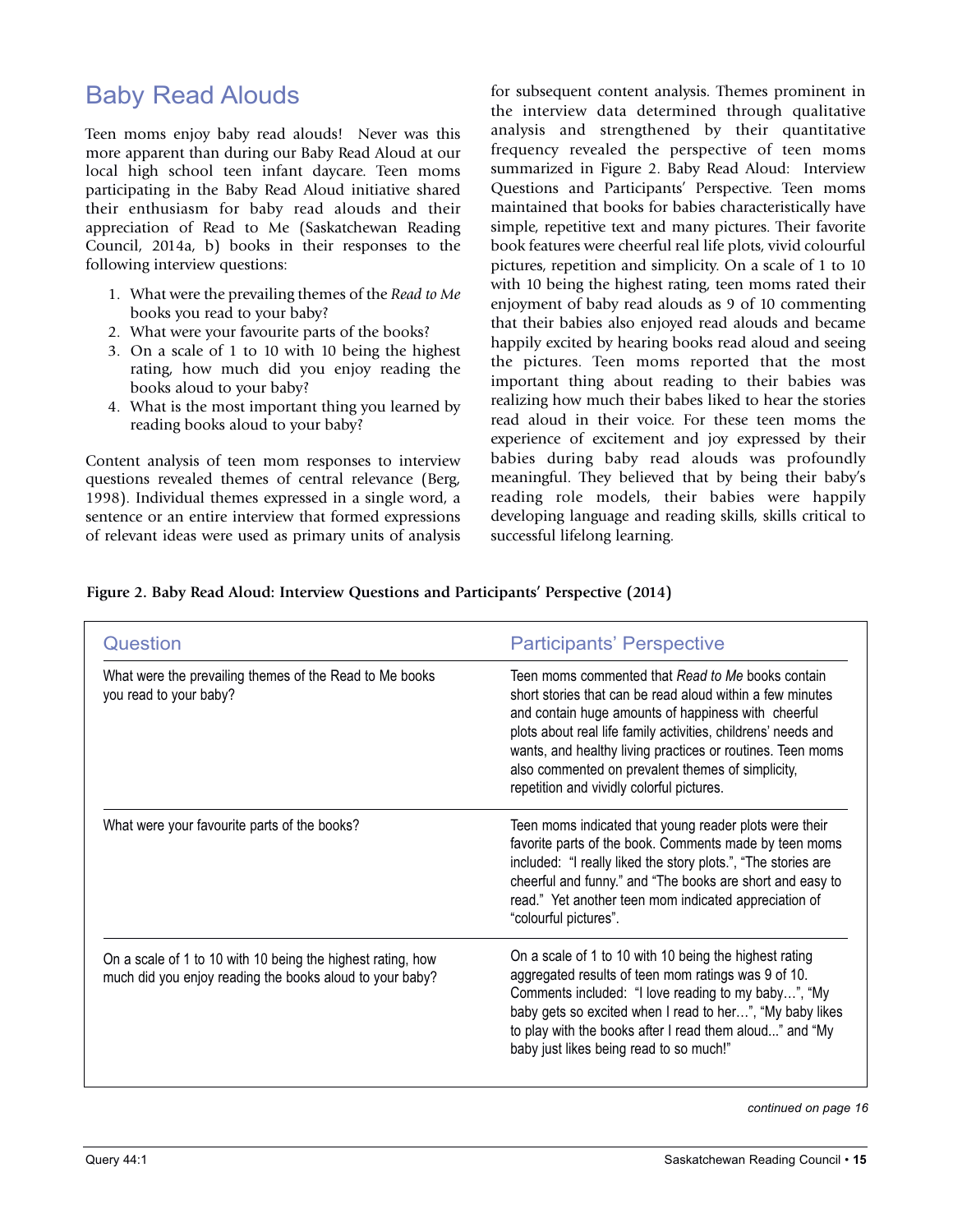## Baby Read Alouds

Teen moms enjoy baby read alouds! Never was this more apparent than during our Baby Read Aloud at our local high school teen infant daycare. Teen moms participating in the Baby Read Aloud initiative shared their enthusiasm for baby read alouds and their appreciation of Read to Me (Saskatchewan Reading Council, 2014a, b) books in their responses to the following interview questions:

1. What were the prevailing themes of the *Read to Me* books you read to your baby?
2. What were your favourite parts of the books?
3. On a scale of 1 to 10 with 10 being the highest rating, how much did you enjoy reading the books aloud to your baby?
4. What is the most important thing you learned by reading books aloud to your baby?

Content analysis of teen mom responses to interview questions revealed themes of central relevance (Berg, 1998). Individual themes expressed in a single word, a sentence or an entire interview that formed expressions of relevant ideas were used as primary units of analysis for subsequent content analysis. Themes prominent in the interview data determined through qualitative analysis and strengthened by their quantitative frequency revealed the perspective of teen moms summarized in Figure 2. Baby Read Aloud: Interview Questions and Participants' Perspective. Teen moms maintained that books for babies characteristically have simple, repetitive text and many pictures. Their favorite book features were cheerful real life plots, vivid colourful pictures, repetition and simplicity. On a scale of 1 to 10 with 10 being the highest rating, teen moms rated their enjoyment of baby read alouds as 9 of 10 commenting that their babies also enjoyed read alouds and became happily excited by hearing books read aloud and seeing the pictures. Teen moms reported that the most important thing about reading to their babies was realizing how much their babes liked to hear the stories read aloud in their voice. For these teen moms the experience of excitement and joy expressed by their babies during baby read alouds was profoundly meaningful. They believed that by being their baby's reading role models, their babies were happily developing language and reading skills, skills critical to successful lifelong learning.

**Figure 2. Baby Read Aloud: Interview Questions and Participants' Perspective (2014)**

| Question | Participants' Perspective |
|---|---|
| What were the prevailing themes of the Read to Me books you read to your baby? | Teen moms commented that *Read to Me* books contain short stories that can be read aloud within a few minutes and contain huge amounts of happiness with cheerful plots about real life family activities, childrens' needs and wants, and healthy living practices or routines. Teen moms also commented on prevalent themes of simplicity, repetition and vividly colorful pictures. |
| What were your favourite parts of the books? | Teen moms indicated that young reader plots were their favorite parts of the book. Comments made by teen moms included: "I really liked the story plots.", "The stories are cheerful and funny." and "The books are short and easy to read." Yet another teen mom indicated appreciation of "colourful pictures". |
| On a scale of 1 to 10 with 10 being the highest rating, how much did you enjoy reading the books aloud to your baby? | On a scale of 1 to 10 with 10 being the highest rating aggregated results of teen mom ratings was 9 of 10. Comments included: "I love reading to my baby…", "My baby gets so excited when I read to her…", "My baby likes to play with the books after I read them aloud..." and "My baby just likes being read to so much!" |

*continued on page 16*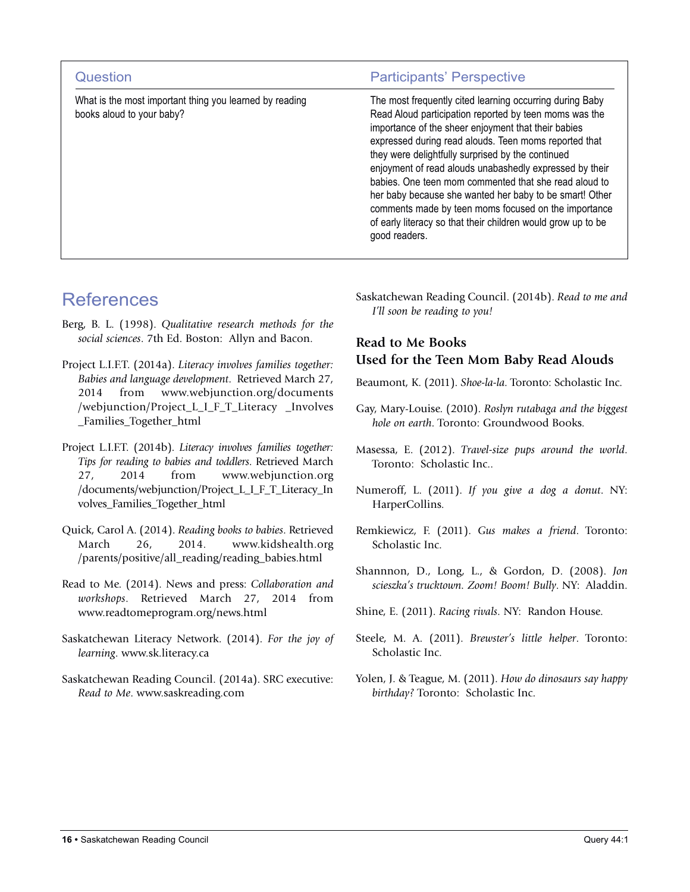| Question | Participants' Perspective |
|---|---|
| What is the most important thing you learned by reading books aloud to your baby? | The most frequently cited learning occurring during Baby Read Aloud participation reported by teen moms was the importance of the sheer enjoyment that their babies expressed during read alouds. Teen moms reported that they were delightfully surprised by the continued enjoyment of read alouds unabashedly expressed by their babies. One teen mom commented that she read aloud to her baby because she wanted her baby to be smart! Other comments made by teen moms focused on the importance of early literacy so that their children would grow up to be good readers. |

## References

Berg, B. L. (1998). *Qualitative research methods for the social sciences*. 7th Ed. Boston: Allyn and Bacon.

Project L.I.F.T. (2014a). *Literacy involves families together: Babies and language development*. Retrieved March 27, 2014 from www.webjunction.org/documents/webjunction/Project_L_I_F_T_Literacy _Involves_Families_Together_html

Project L.I.F.T. (2014b). *Literacy involves families together: Tips for reading to babies and toddlers*. Retrieved March 27, 2014 from www.webjunction.org/documents/webjunction/Project_L_I_F_T_Literacy_Involves_Families_Together_html

Quick, Carol A. (2014). *Reading books to babies*. Retrieved March 26, 2014. www.kidshealth.org/parents/positive/all_reading/reading_babies.html

Read to Me. (2014). News and press: *Collaboration and workshops*. Retrieved March 27, 2014 from www.readtomeprogram.org/news.html

Saskatchewan Literacy Network. (2014). *For the joy of learning*. www.sk.literacy.ca

Saskatchewan Reading Council. (2014a). SRC executive: *Read to Me*. www.saskreading.com

Saskatchewan Reading Council. (2014b). *Read to me and I'll soon be reading to you!*

### Read to Me Books Used for the Teen Mom Baby Read Alouds

Beaumont, K. (2011). *Shoe-la-la*. Toronto: Scholastic Inc.

Gay, Mary-Louise. (2010). *Roslyn rutabaga and the biggest hole on earth*. Toronto: Groundwood Books.

Masessa, E. (2012). *Travel-size pups around the world*. Toronto: Scholastic Inc..

Numeroff, L. (2011). *If you give a dog a donut*. NY: HarperCollins.

Remkiewicz, F. (2011). *Gus makes a friend*. Toronto: Scholastic Inc.

Shannnon, D., Long, L., & Gordon, D. (2008). *Jon scieszka's trucktown. Zoom! Boom! Bully*. NY: Aladdin.

Shine, E. (2011). *Racing rivals*. NY: Randon House.

Steele, M. A. (2011). *Brewster's little helper*. Toronto: Scholastic Inc.

Yolen, J. & Teague, M. (2011). *How do dinosaurs say happy birthday?* Toronto: Scholastic Inc.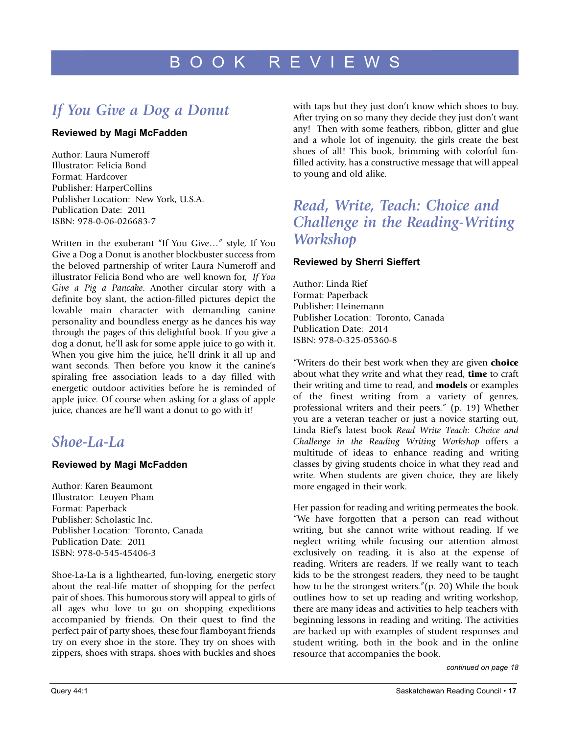# BOOK REVIEWS

## *If You Give a Dog a Donut*

**Reviewed by Magi McFadden**

Author: Laura Numeroff
Illustrator: Felicia Bond
Format: Hardcover
Publisher: HarperCollins
Publisher Location: New York, U.S.A.
Publication Date: 2011
ISBN: 978-0-06-026683-7

Written in the exuberant "If You Give…" style, If You Give a Dog a Donut is another blockbuster success from the beloved partnership of writer Laura Numeroff and illustrator Felicia Bond who are well known for, *If You Give a Pig a Pancake*. Another circular story with a definite boy slant, the action-filled pictures depict the lovable main character with demanding canine personality and boundless energy as he dances his way through the pages of this delightful book. If you give a dog a donut, he'll ask for some apple juice to go with it. When you give him the juice, he'll drink it all up and want seconds. Then before you know it the canine's spiraling free association leads to a day filled with energetic outdoor activities before he is reminded of apple juice. Of course when asking for a glass of apple juice, chances are he'll want a donut to go with it!

## *Shoe-La-La*

**Reviewed by Magi McFadden**

Author: Karen Beaumont
Illustrator: Leuyen Pham
Format: Paperback
Publisher: Scholastic Inc.
Publisher Location: Toronto, Canada
Publication Date: 2011
ISBN: 978-0-545-45406-3

Shoe-La-La is a lighthearted, fun-loving, energetic story about the real-life matter of shopping for the perfect pair of shoes. This humorous story will appeal to girls of all ages who love to go on shopping expeditions accompanied by friends. On their quest to find the perfect pair of party shoes, these four flamboyant friends try on every shoe in the store. They try on shoes with zippers, shoes with straps, shoes with buckles and shoes with taps but they just don't know which shoes to buy. After trying on so many they decide they just don't want any! Then with some feathers, ribbon, glitter and glue and a whole lot of ingenuity, the girls create the best shoes of all! This book, brimming with colorful fun-filled activity, has a constructive message that will appeal to young and old alike.

## *Read, Write, Teach: Choice and Challenge in the Reading-Writing Workshop*

**Reviewed by Sherri Sieffert**

Author: Linda Rief
Format: Paperback
Publisher: Heinemann
Publisher Location: Toronto, Canada
Publication Date: 2014
ISBN: 978-0-325-05360-8

"Writers do their best work when they are given **choice** about what they write and what they read, **time** to craft their writing and time to read, and **models** or examples of the finest writing from a variety of genres, professional writers and their peers." (p. 19) Whether you are a veteran teacher or just a novice starting out, Linda Rief's latest book *Read Write Teach: Choice and Challenge in the Reading Writing Workshop* offers a multitude of ideas to enhance reading and writing classes by giving students choice in what they read and write. When students are given choice, they are likely more engaged in their work.

Her passion for reading and writing permeates the book. "We have forgotten that a person can read without writing, but she cannot write without reading. If we neglect writing while focusing our attention almost exclusively on reading, it is also at the expense of reading. Writers are readers. If we really want to teach kids to be the strongest readers, they need to be taught how to be the strongest writers."(p. 20) While the book outlines how to set up reading and writing workshop, there are many ideas and activities to help teachers with beginning lessons in reading and writing. The activities are backed up with examples of student responses and student writing, both in the book and in the online resource that accompanies the book.

*continued on page 18*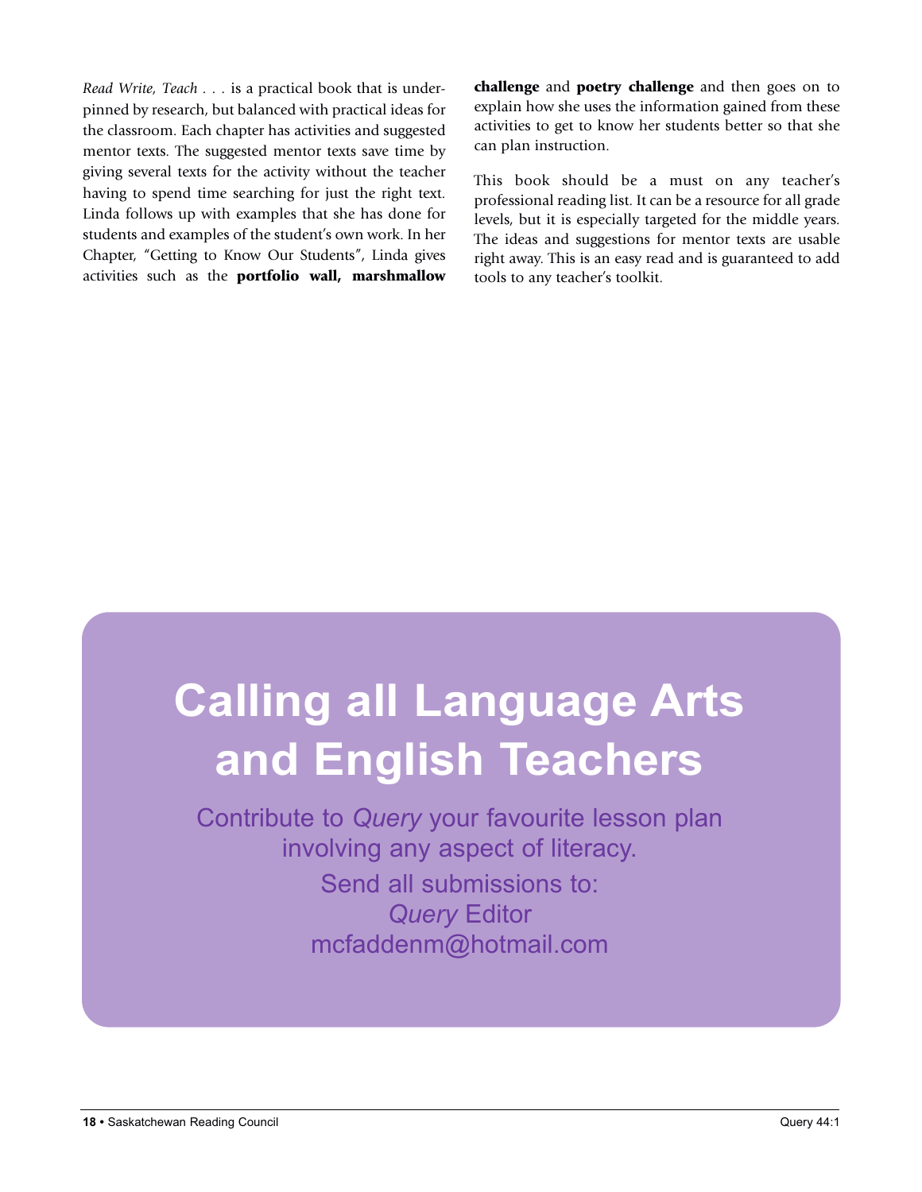*Read Write, Teach . . .* is a practical book that is underpinned by research, but balanced with practical ideas for the classroom. Each chapter has activities and suggested mentor texts. The suggested mentor texts save time by giving several texts for the activity without the teacher having to spend time searching for just the right text. Linda follows up with examples that she has done for students and examples of the student's own work. In her Chapter, "Getting to Know Our Students", Linda gives activities such as the **portfolio wall, marshmallow challenge** and **poetry challenge** and then goes on to explain how she uses the information gained from these activities to get to know her students better so that she can plan instruction.

This book should be a must on any teacher's professional reading list. It can be a resource for all grade levels, but it is especially targeted for the middle years. The ideas and suggestions for mentor texts are usable right away. This is an easy read and is guaranteed to add tools to any teacher's toolkit.

# Calling all Language Arts and English Teachers

Contribute to *Query* your favourite lesson plan involving any aspect of literacy.

Send all submissions to:
*Query* Editor
mcfaddenm@hotmail.com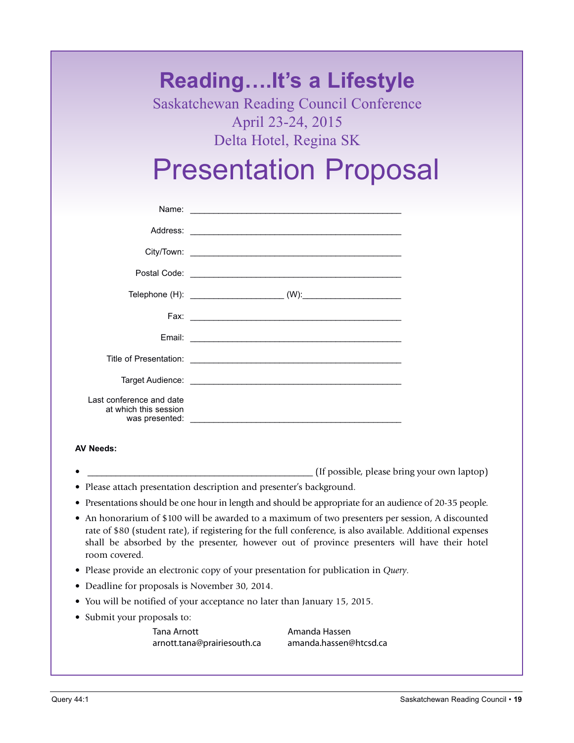# Reading….It's a Lifestyle

Saskatchewan Reading Council Conference
April 23-24, 2015
Delta Hotel, Regina SK

# Presentation Proposal

Name: _____________________________________________

Address: _____________________________________________

City/Town: _____________________________________________

Postal Code: _____________________________________________

Telephone (H): ____________________ (W):_____________________

Fax: _____________________________________________

Email: _____________________________________________

Title of Presentation: _____________________________________________

Target Audience: _____________________________________________

Last conference and date at which this session was presented: _____________________________________________

**AV Needs:**

- _______________________________________________ (If possible, please bring your own laptop)
- Please attach presentation description and presenter's background.
- Presentations should be one hour in length and should be appropriate for an audience of 20-35 people.
- An honorarium of $100 will be awarded to a maximum of two presenters per session, A discounted rate of $80 (student rate), if registering for the full conference, is also available. Additional expenses shall be absorbed by the presenter, however out of province presenters will have their hotel room covered.
- Please provide an electronic copy of your presentation for publication in *Query*.
- Deadline for proposals is November 30, 2014.
- You will be notified of your acceptance no later than January 15, 2015.
- Submit your proposals to:

Tana Arnott
arnott.tana@prairiesouth.ca

Amanda Hassen
amanda.hassen@htcsd.ca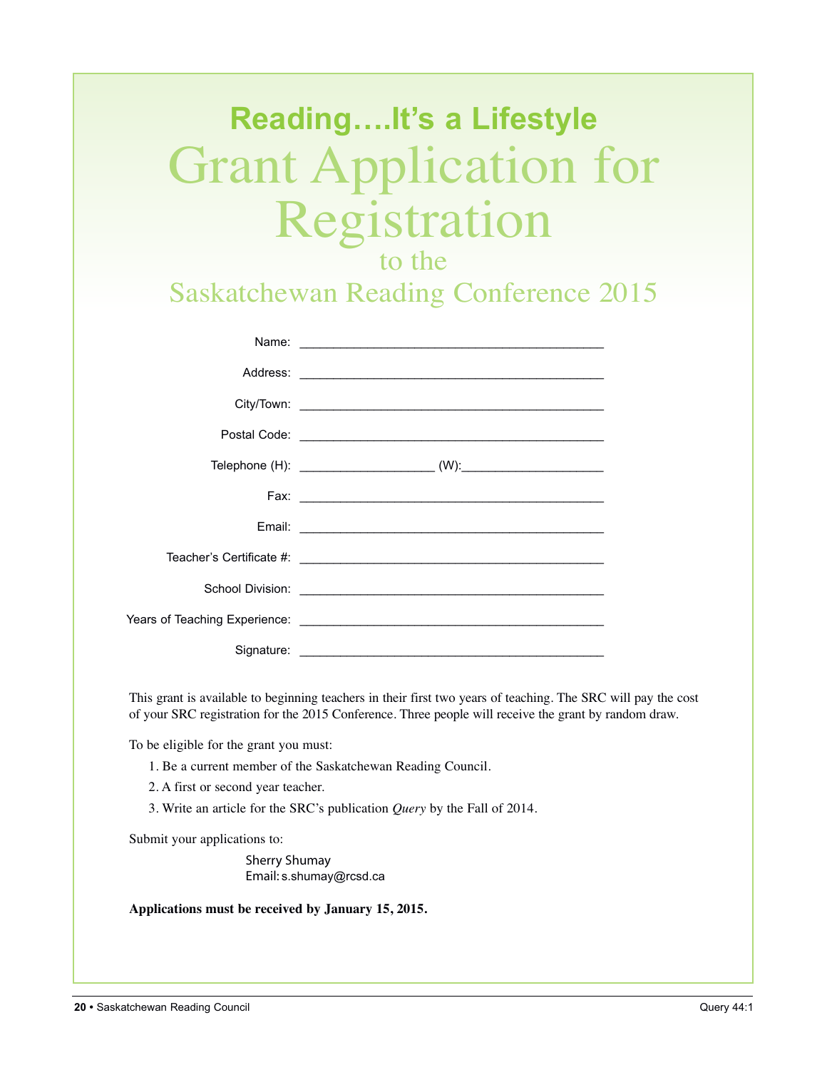## Reading….It's a Lifestyle

# Grant Application for Registration

## to the Saskatchewan Reading Conference 2015

Name: _____________________________________________

Address: _____________________________________________

City/Town: _____________________________________________

Postal Code: _____________________________________________

Telephone (H): ____________________ (W):_____________________

Fax: _____________________________________________

Email: _____________________________________________

Teacher's Certificate #: _____________________________________________

School Division: _____________________________________________

Years of Teaching Experience: _____________________________________________

Signature: _____________________________________________

This grant is available to beginning teachers in their first two years of teaching. The SRC will pay the cost of your SRC registration for the 2015 Conference. Three people will receive the grant by random draw.

To be eligible for the grant you must:

1. Be a current member of the Saskatchewan Reading Council.
2. A first or second year teacher.
3. Write an article for the SRC's publication *Query* by the Fall of 2014.

Submit your applications to:

Sherry Shumay
Email: s.shumay@rcsd.ca

**Applications must be received by January 15, 2015.**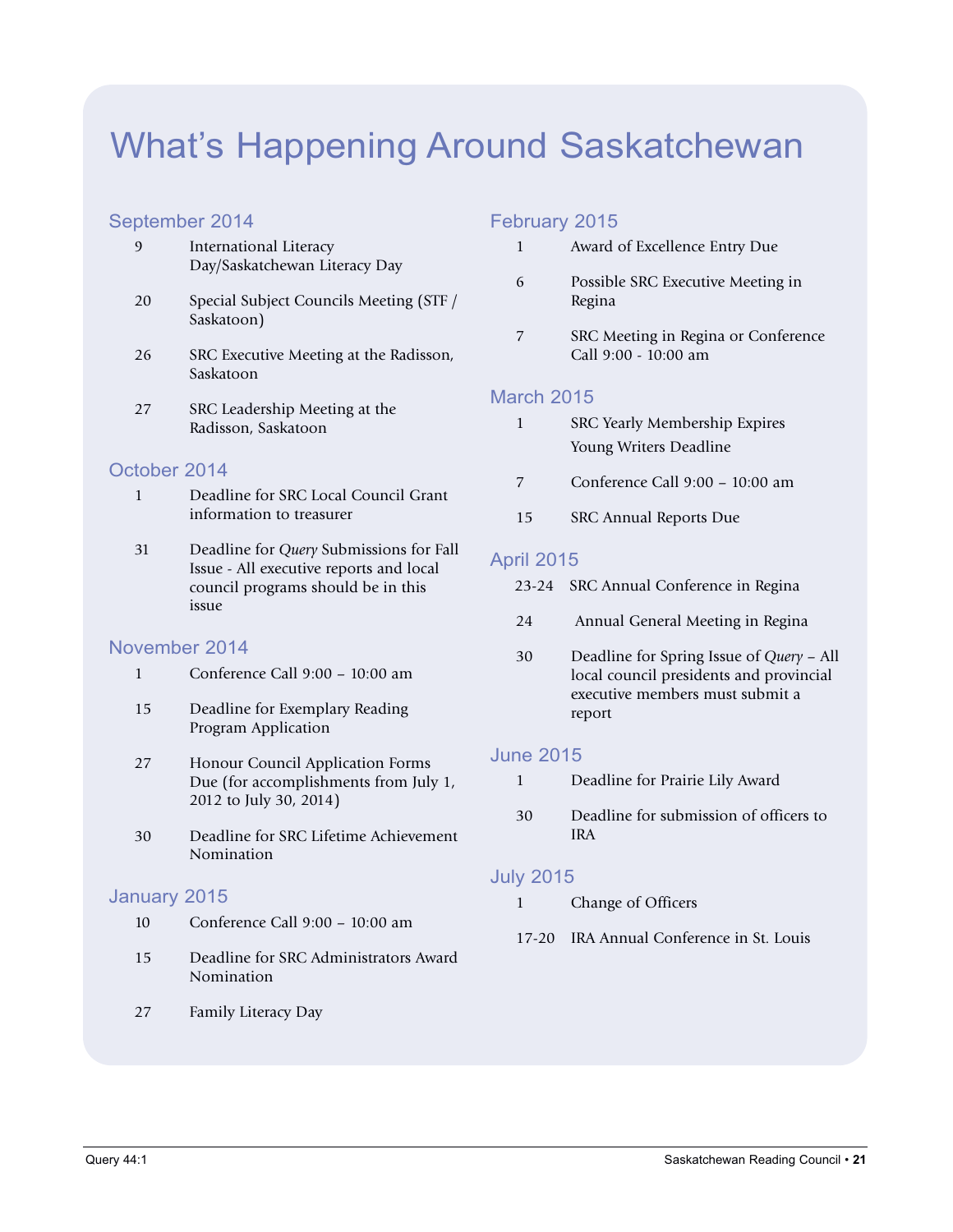# What's Happening Around Saskatchewan

## September 2014

| | |
|---|---|
| 9 | International Literacy Day/Saskatchewan Literacy Day |
| 20 | Special Subject Councils Meeting (STF / Saskatoon) |
| 26 | SRC Executive Meeting at the Radisson, Saskatoon |
| 27 | SRC Leadership Meeting at the Radisson, Saskatoon |

## October 2014

| | |
|---|---|
| 1 | Deadline for SRC Local Council Grant information to treasurer |
| 31 | Deadline for *Query* Submissions for Fall Issue - All executive reports and local council programs should be in this issue |

## November 2014

| | |
|---|---|
| 1 | Conference Call 9:00 – 10:00 am |
| 15 | Deadline for Exemplary Reading Program Application |
| 27 | Honour Council Application Forms Due (for accomplishments from July 1, 2012 to July 30, 2014) |
| 30 | Deadline for SRC Lifetime Achievement Nomination |

## January 2015

| | |
|---|---|
| 10 | Conference Call 9:00 – 10:00 am |
| 15 | Deadline for SRC Administrators Award Nomination |
| 27 | Family Literacy Day |

## February 2015

| | |
|---|---|
| 1 | Award of Excellence Entry Due |
| 6 | Possible SRC Executive Meeting in Regina |
| 7 | SRC Meeting in Regina or Conference Call 9:00 - 10:00 am |

## March 2015

| | |
|---|---|
| 1 | SRC Yearly Membership Expires<br>Young Writers Deadline |
| 7 | Conference Call 9:00 – 10:00 am |
| 15 | SRC Annual Reports Due |

## April 2015

| | |
|---|---|
| 23-24 | SRC Annual Conference in Regina |
| 24 | Annual General Meeting in Regina |
| 30 | Deadline for Spring Issue of *Query* – All local council presidents and provincial executive members must submit a report |

## June 2015

| | |
|---|---|
| 1 | Deadline for Prairie Lily Award |
| 30 | Deadline for submission of officers to IRA |

## July 2015

| | |
|---|---|
| 1 | Change of Officers |
| 17-20 | IRA Annual Conference in St. Louis |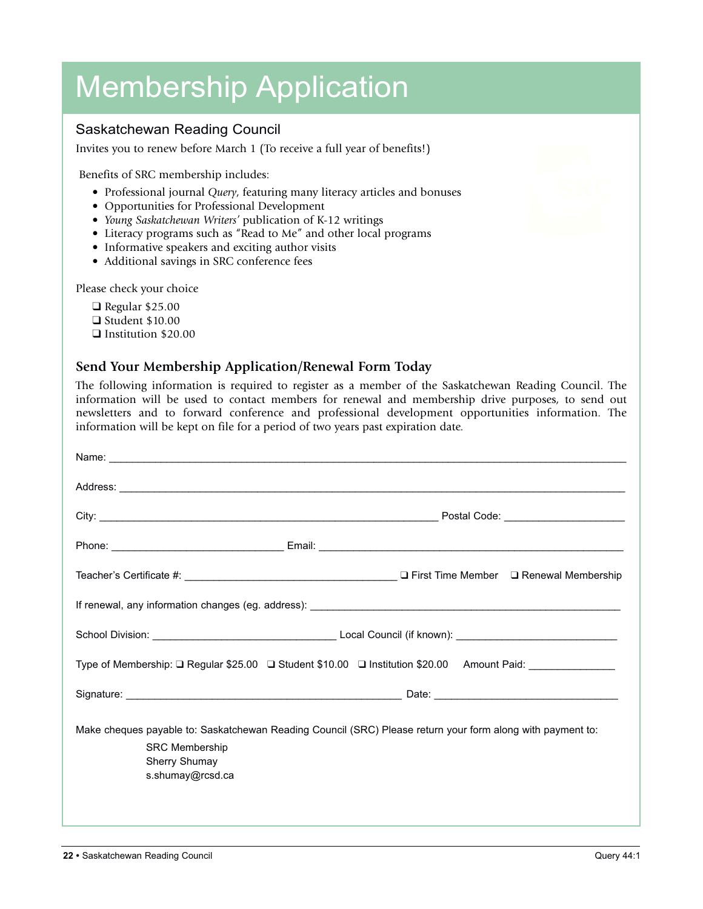# Membership Application

## Saskatchewan Reading Council

Invites you to renew before March 1 (To receive a full year of benefits!)

Benefits of SRC membership includes:

- Professional journal *Query*, featuring many literacy articles and bonuses
- Opportunities for Professional Development
- *Young Saskatchewan Writers'* publication of K-12 writings
- Literacy programs such as "Read to Me" and other local programs
- Informative speakers and exciting author visits
- Additional savings in SRC conference fees

Please check your choice

❑ Regular $25.00
❑ Student $10.00
❑ Institution $20.00

### Send Your Membership Application/Renewal Form Today

The following information is required to register as a member of the Saskatchewan Reading Council. The information will be used to contact members for renewal and membership drive purposes, to send out newsletters and to forward conference and professional development opportunities information. The information will be kept on file for a period of two years past expiration date.

Name: ______________________________________________

Address: ______________________________________________

City: ______________________________ Postal Code: ______________

Phone: ____________________ Email: ______________________________

Teacher's Certificate #: ____________________ ❑ First Time Member ❑ Renewal Membership

If renewal, any information changes (eg. address): ______________________________

School Division: ____________________ Local Council (if known): ____________________

Type of Membership: ❑ Regular $25.00 ❑ Student $10.00 ❑ Institution $20.00 Amount Paid: ____________

Signature: ______________________________ Date: ____________________

Make cheques payable to: Saskatchewan Reading Council (SRC) Please return your form along with payment to:

SRC Membership
Sherry Shumay
s.shumay@rcsd.ca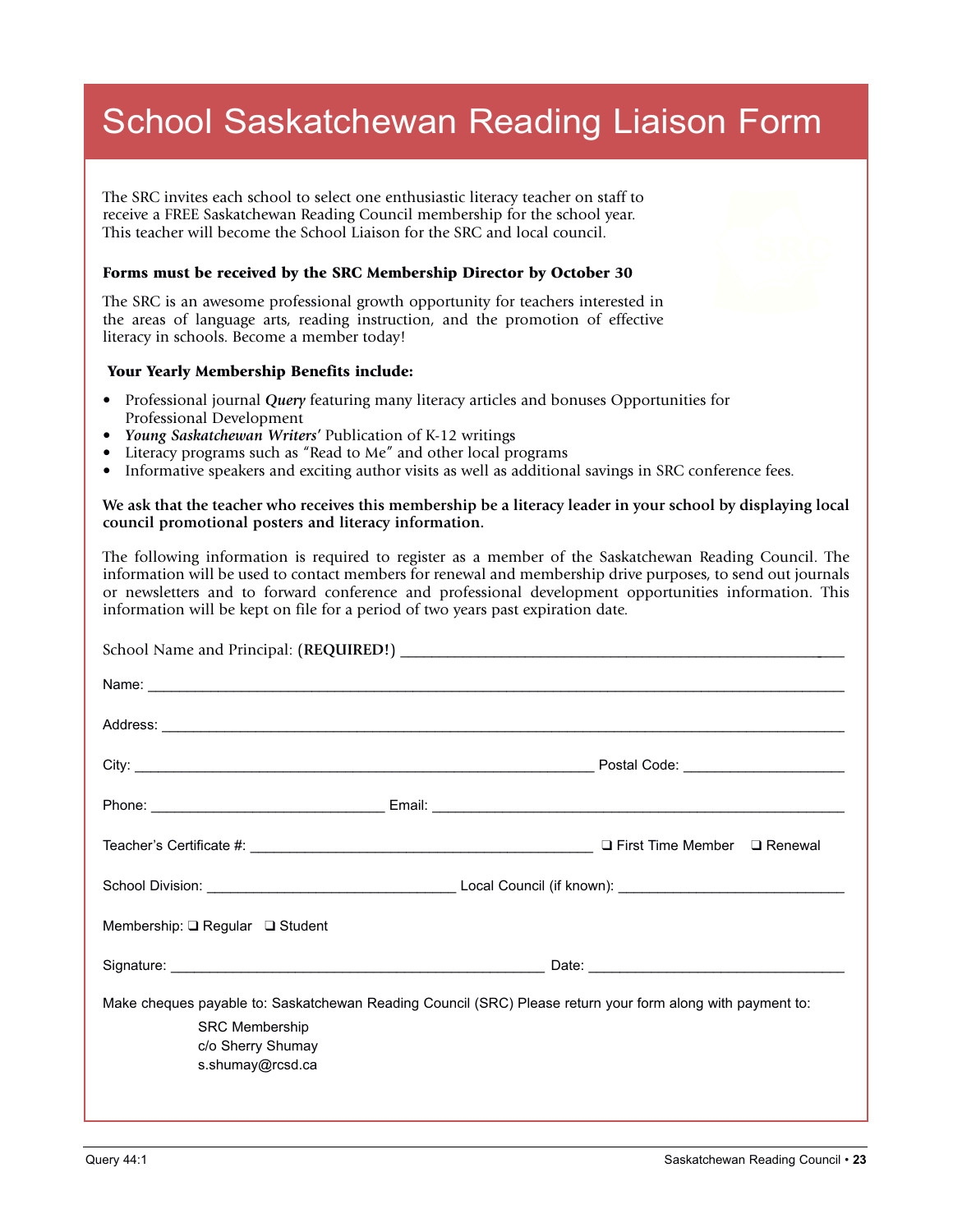# School Saskatchewan Reading Liaison Form

The SRC invites each school to select one enthusiastic literacy teacher on staff to receive a FREE Saskatchewan Reading Council membership for the school year. This teacher will become the School Liaison for the SRC and local council.

**Forms must be received by the SRC Membership Director by October 30**

The SRC is an awesome professional growth opportunity for teachers interested in the areas of language arts, reading instruction, and the promotion of effective literacy in schools. Become a member today!

**Your Yearly Membership Benefits include:**

- Professional journal ***Query*** featuring many literacy articles and bonuses Opportunities for Professional Development
- ***Young Saskatchewan Writers'*** Publication of K-12 writings
- Literacy programs such as "Read to Me" and other local programs
- Informative speakers and exciting author visits as well as additional savings in SRC conference fees.

**We ask that the teacher who receives this membership be a literacy leader in your school by displaying local council promotional posters and literacy information.**

The following information is required to register as a member of the Saskatchewan Reading Council. The information will be used to contact members for renewal and membership drive purposes, to send out journals or newsletters and to forward conference and professional development opportunities information. This information will be kept on file for a period of two years past expiration date.

School Name and Principal: (**REQUIRED!**) ____________________

Name: ____________________

Address: ____________________

City: ____________________ Postal Code: ____________________

Phone: ____________________ Email: ____________________

Teacher's Certificate #: ____________________ ❑ First Time Member ❑ Renewal

School Division: ____________________ Local Council (if known): ____________________

Membership: ❑ Regular ❑ Student

Signature: ____________________ Date: ____________________

Make cheques payable to: Saskatchewan Reading Council (SRC) Please return your form along with payment to:

SRC Membership
c/o Sherry Shumay
s.shumay@rcsd.ca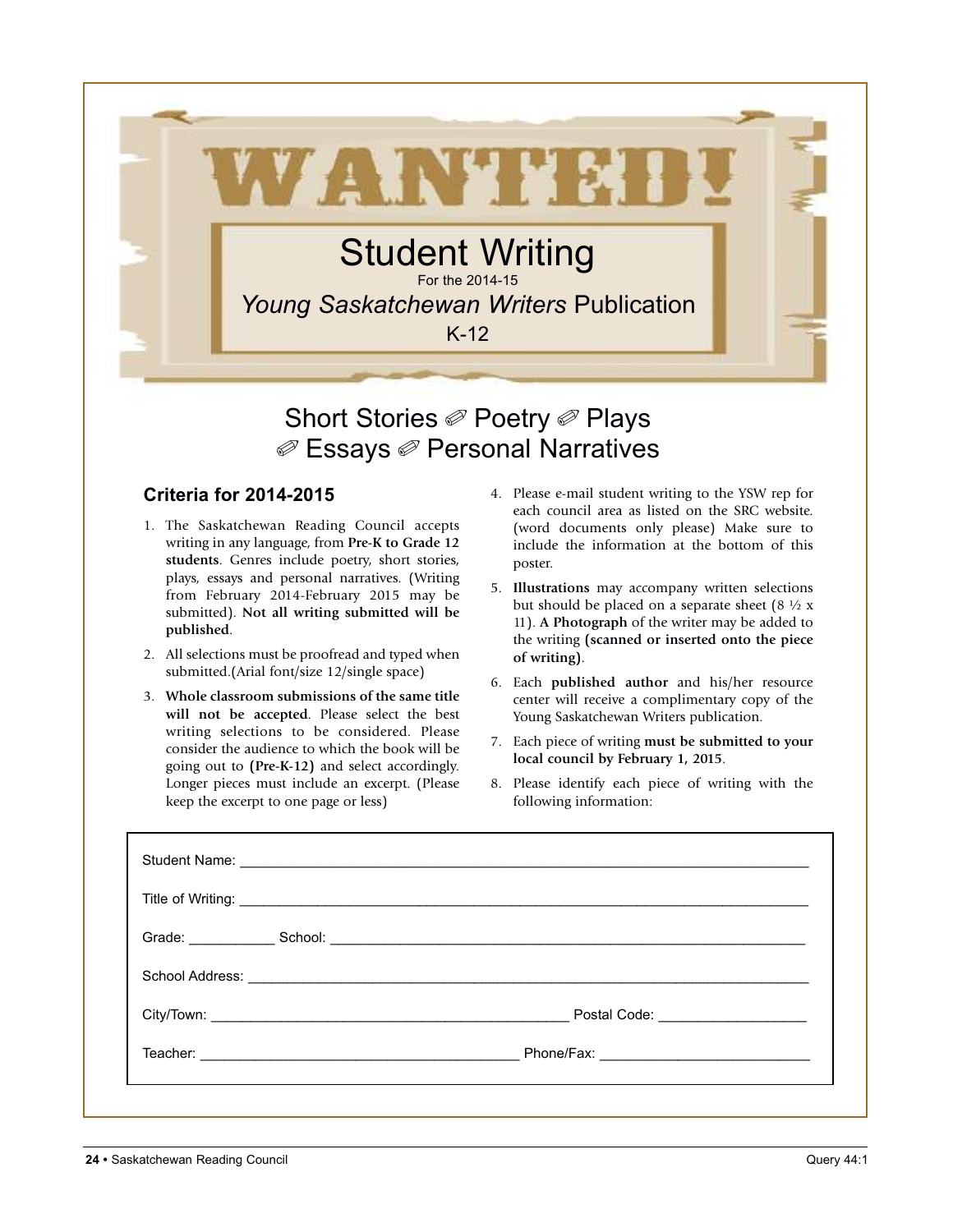# WANTED!

## Student Writing

For the 2014-15

*Young Saskatchewan Writers* Publication

K-12

## Short Stories ✐ Poetry ✐ Plays ✐ Essays ✐ Personal Narratives

### Criteria for 2014-2015

1. The Saskatchewan Reading Council accepts writing in any language, from **Pre-K to Grade 12 students**. Genres include poetry, short stories, plays, essays and personal narratives. (Writing from February 2014-February 2015 may be submitted). **Not all writing submitted will be published**.
2. All selections must be proofread and typed when submitted.(Arial font/size 12/single space)
3. **Whole classroom submissions of the same title will not be accepted**. Please select the best writing selections to be considered. Please consider the audience to which the book will be going out to **(Pre-K-12)** and select accordingly. Longer pieces must include an excerpt. (Please keep the excerpt to one page or less)
4. Please e-mail student writing to the YSW rep for each council area as listed on the SRC website. (word documents only please) Make sure to include the information at the bottom of this poster.
5. **Illustrations** may accompany written selections but should be placed on a separate sheet (8 ½ x 11). **A Photograph** of the writer may be added to the writing **(scanned or inserted onto the piece of writing)**.
6. Each **published author** and his/her resource center will receive a complimentary copy of the Young Saskatchewan Writers publication.
7. Each piece of writing **must be submitted to your local council by February 1, 2015**.
8. Please identify each piece of writing with the following information:

Student Name: ______________________________________________

Title of Writing: ______________________________________________

Grade: ___________ School: ______________________________________

School Address: ______________________________________________

City/Town: ______________________________ Postal Code: __________________

Teacher: ______________________________ Phone/Fax: __________________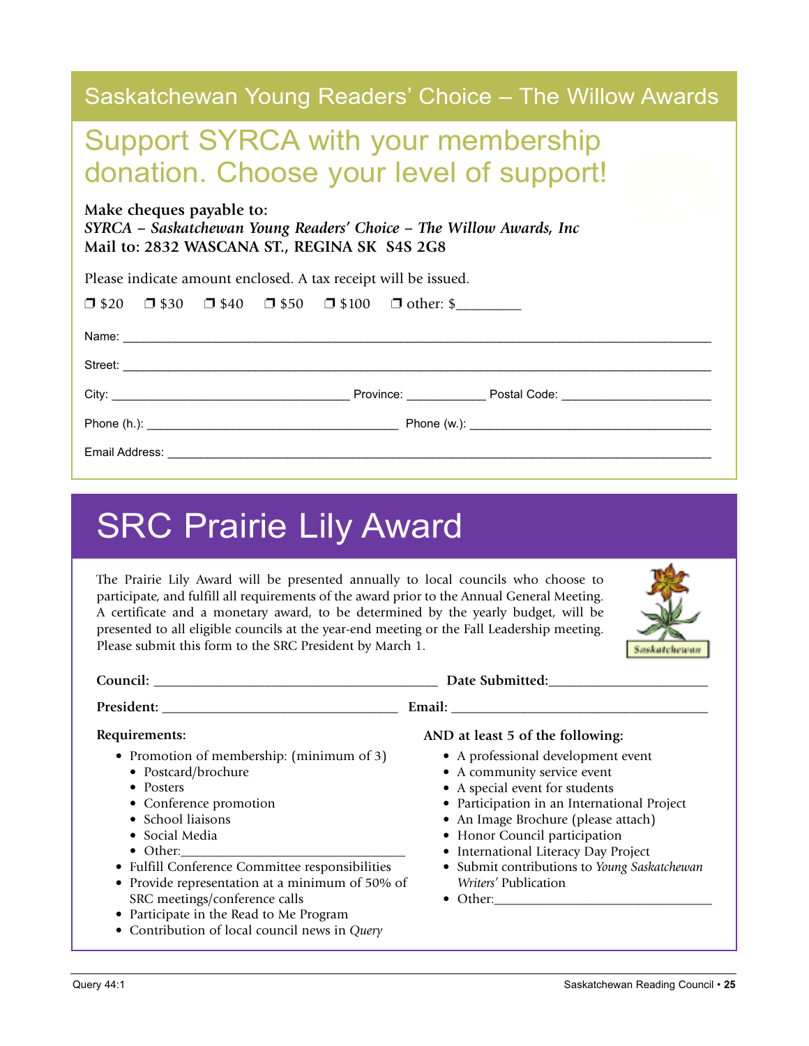## Saskatchewan Young Readers' Choice – The Willow Awards

### Support SYRCA with your membership donation. Choose your level of support!

**Make cheques payable to:**
***SYRCA – Saskatchewan Young Readers' Choice – The Willow Awards, Inc***
**Mail to: 2832 WASCANA ST., REGINA SK S4S 2G8**

Please indicate amount enclosed. A tax receipt will be issued.

❒ $20 ❒ $30 ❒ $40 ❒ $50 ❒ $100 ❒ other: $_________

Name: ____________________________________________________________

Street: ____________________________________________________________

City: ______________________ Province: ___________ Postal Code: ______________

Phone (h.): ______________________ Phone (w.): ______________________

Email Address: ____________________________________________________

## SRC Prairie Lily Award

The Prairie Lily Award will be presented annually to local councils who choose to participate, and fulfill all requirements of the award prior to the Annual General Meeting. A certificate and a monetary award, to be determined by the yearly budget, will be presented to all eligible councils at the year-end meeting or the Fall Leadership meeting. Please submit this form to the SRC President by March 1.

**Council:** ______________________________ **Date Submitted:**_______________

**President:** ___________________________ **Email:** ___________________________

**Requirements:**

- Promotion of membership: (minimum of 3)
  - Postcard/brochure
  - Posters
  - Conference promotion
  - School liaisons
  - Social Media
  - Other:______________________
- Fulfill Conference Committee responsibilities
- Provide representation at a minimum of 50% of SRC meetings/conference calls
- Participate in the Read to Me Program
- Contribution of local council news in *Query*

**AND at least 5 of the following:**

- A professional development event
- A community service event
- A special event for students
- Participation in an International Project
- An Image Brochure (please attach)
- Honor Council participation
- International Literacy Day Project
- Submit contributions to *Young Saskatchewan Writers'* Publication
- Other:______________________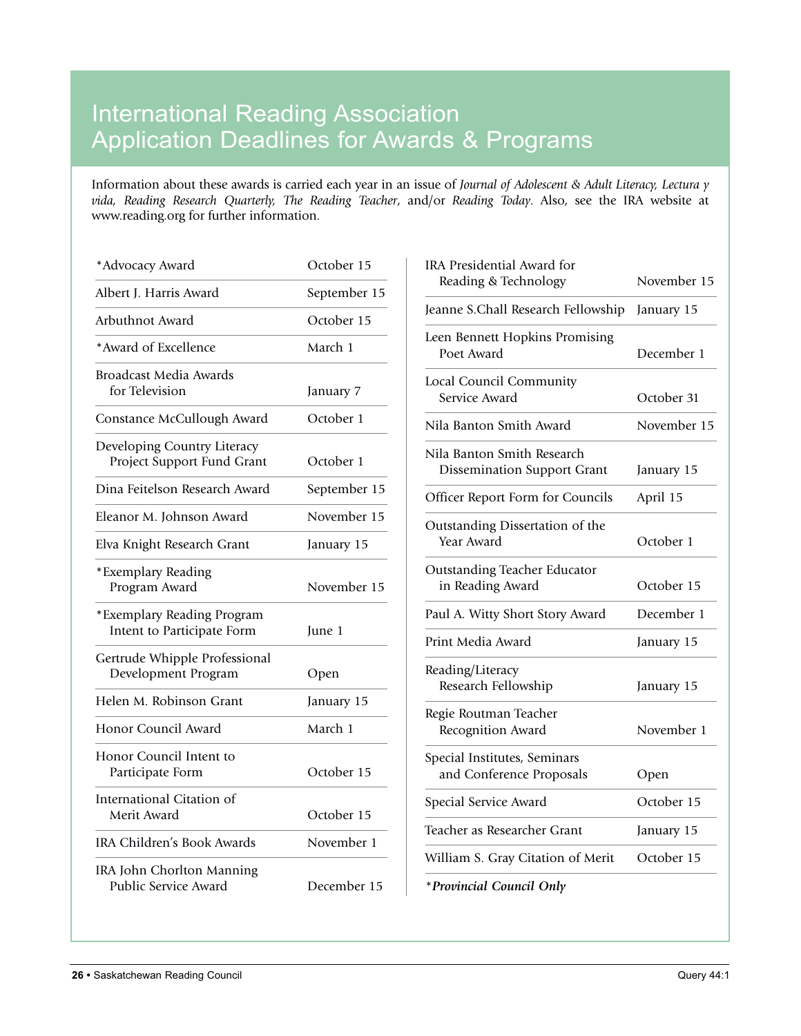# International Reading Association Application Deadlines for Awards & Programs

Information about these awards is carried each year in an issue of *Journal of Adolescent & Adult Literacy, Lectura y vida, Reading Research Quarterly, The Reading Teacher*, and/or *Reading Today*. Also, see the IRA website at www.reading.org for further information.

| Award / Program | Deadline |
|---|---|
| *Advocacy Award | October 15 |
| Albert J. Harris Award | September 15 |
| Arbuthnot Award | October 15 |
| *Award of Excellence | March 1 |
| Broadcast Media Awards for Television | January 7 |
| Constance McCullough Award | October 1 |
| Developing Country Literacy Project Support Fund Grant | October 1 |
| Dina Feitelson Research Award | September 15 |
| Eleanor M. Johnson Award | November 15 |
| Elva Knight Research Grant | January 15 |
| *Exemplary Reading Program Award | November 15 |
| *Exemplary Reading Program Intent to Participate Form | June 1 |
| Gertrude Whipple Professional Development Program | Open |
| Helen M. Robinson Grant | January 15 |
| Honor Council Award | March 1 |
| Honor Council Intent to Participate Form | October 15 |
| International Citation of Merit Award | October 15 |
| IRA Children's Book Awards | November 1 |
| IRA John Chorlton Manning Public Service Award | December 15 |
| IRA Presidential Award for Reading & Technology | November 15 |
| Jeanne S.Chall Research Fellowship | January 15 |
| Leen Bennett Hopkins Promising Poet Award | December 1 |
| Local Council Community Service Award | October 31 |
| Nila Banton Smith Award | November 15 |
| Nila Banton Smith Research Dissemination Support Grant | January 15 |
| Officer Report Form for Councils | April 15 |
| Outstanding Dissertation of the Year Award | October 1 |
| Outstanding Teacher Educator in Reading Award | October 15 |
| Paul A. Witty Short Story Award | December 1 |
| Print Media Award | January 15 |
| Reading/Literacy Research Fellowship | January 15 |
| Regie Routman Teacher Recognition Award | November 1 |
| Special Institutes, Seminars and Conference Proposals | Open |
| Special Service Award | October 15 |
| Teacher as Researcher Grant | January 15 |
| William S. Gray Citation of Merit | October 15 |

****Provincial Council Only***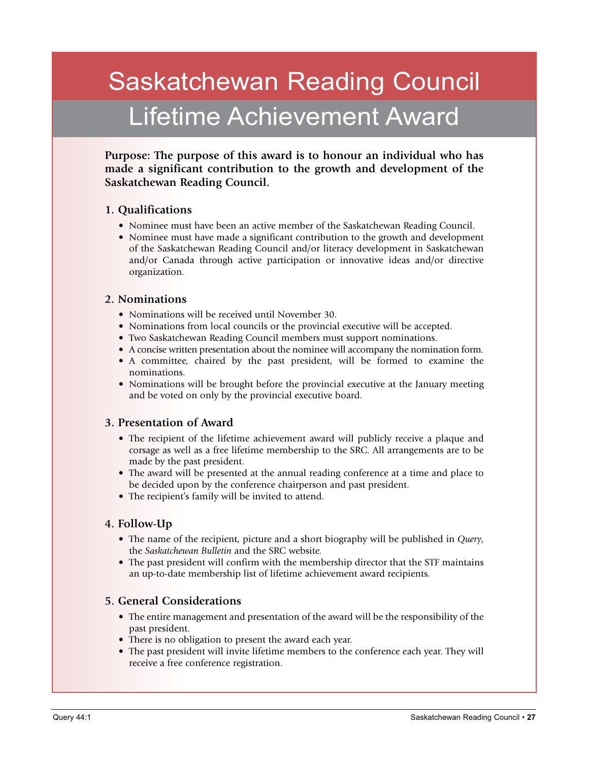# Saskatchewan Reading Council

## Lifetime Achievement Award

**Purpose: The purpose of this award is to honour an individual who has made a significant contribution to the growth and development of the Saskatchewan Reading Council.**

### 1. Qualifications

- Nominee must have been an active member of the Saskatchewan Reading Council.
- Nominee must have made a significant contribution to the growth and development of the Saskatchewan Reading Council and/or literacy development in Saskatchewan and/or Canada through active participation or innovative ideas and/or directive organization.

### 2. Nominations

- Nominations will be received until November 30.
- Nominations from local councils or the provincial executive will be accepted.
- Two Saskatchewan Reading Council members must support nominations.
- A concise written presentation about the nominee will accompany the nomination form.
- A committee, chaired by the past president, will be formed to examine the nominations.
- Nominations will be brought before the provincial executive at the January meeting and be voted on only by the provincial executive board.

### 3. Presentation of Award

- The recipient of the lifetime achievement award will publicly receive a plaque and corsage as well as a free lifetime membership to the SRC. All arrangements are to be made by the past president.
- The award will be presented at the annual reading conference at a time and place to be decided upon by the conference chairperson and past president.
- The recipient's family will be invited to attend.

### 4. Follow-Up

- The name of the recipient, picture and a short biography will be published in *Query*, the *Saskatchewan Bulletin* and the SRC website.
- The past president will confirm with the membership director that the STF maintains an up-to-date membership list of lifetime achievement award recipients.

### 5. General Considerations

- The entire management and presentation of the award will be the responsibility of the past president.
- There is no obligation to present the award each year.
- The past president will invite lifetime members to the conference each year. They will receive a free conference registration.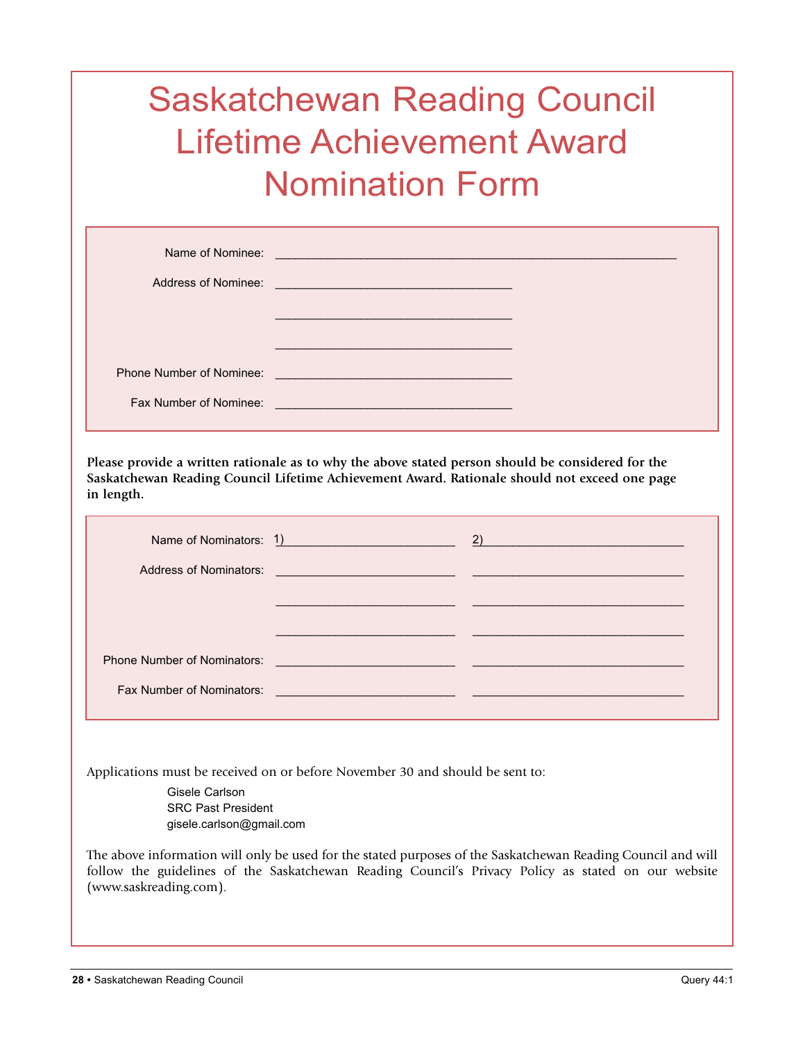# Saskatchewan Reading Council Lifetime Achievement Award Nomination Form

Name of Nominee: ____________________________________________

Address of Nominee: ____________________________

____________________________

____________________________

Phone Number of Nominee: ____________________________

Fax Number of Nominee: ____________________________

**Please provide a written rationale as to why the above stated person should be considered for the Saskatchewan Reading Council Lifetime Achievement Award. Rationale should not exceed one page in length.**

Name of Nominators: 1) ______________________ 2) ______________________

Address of Nominators: ______________________ ______________________

______________________ ______________________

______________________ ______________________

Phone Number of Nominators: ______________________ ______________________

Fax Number of Nominators: ______________________ ______________________

Applications must be received on or before November 30 and should be sent to:

Gisele Carlson
SRC Past President
gisele.carlson@gmail.com

The above information will only be used for the stated purposes of the Saskatchewan Reading Council and will follow the guidelines of the Saskatchewan Reading Council's Privacy Policy as stated on our website (www.saskreading.com).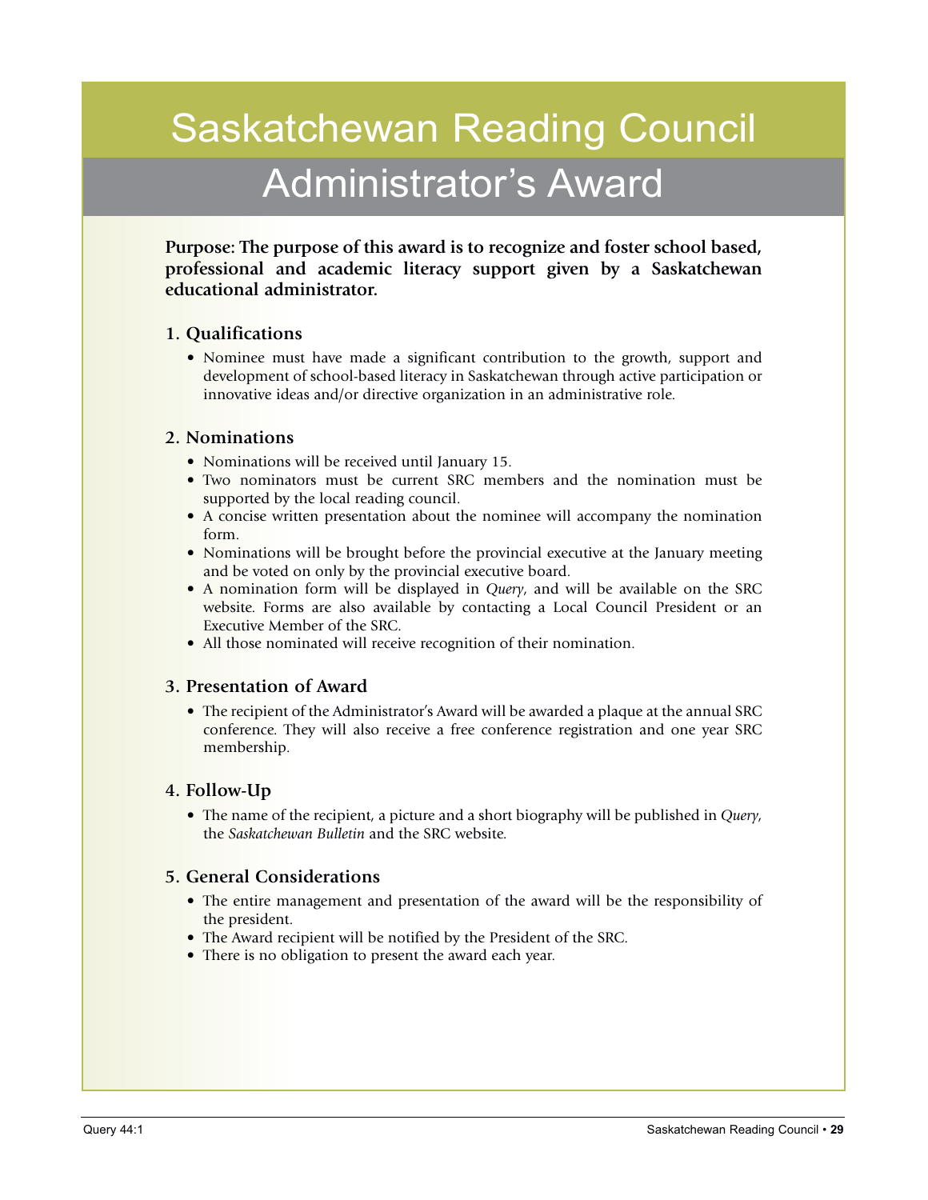# Saskatchewan Reading Council

## Administrator's Award

**Purpose: The purpose of this award is to recognize and foster school based, professional and academic literacy support given by a Saskatchewan educational administrator.**

### 1. Qualifications

- Nominee must have made a significant contribution to the growth, support and development of school-based literacy in Saskatchewan through active participation or innovative ideas and/or directive organization in an administrative role.

### 2. Nominations

- Nominations will be received until January 15.
- Two nominators must be current SRC members and the nomination must be supported by the local reading council.
- A concise written presentation about the nominee will accompany the nomination form.
- Nominations will be brought before the provincial executive at the January meeting and be voted on only by the provincial executive board.
- A nomination form will be displayed in *Query*, and will be available on the SRC website. Forms are also available by contacting a Local Council President or an Executive Member of the SRC.
- All those nominated will receive recognition of their nomination.

### 3. Presentation of Award

- The recipient of the Administrator's Award will be awarded a plaque at the annual SRC conference. They will also receive a free conference registration and one year SRC membership.

### 4. Follow-Up

- The name of the recipient, a picture and a short biography will be published in *Query*, the *Saskatchewan Bulletin* and the SRC website.

### 5. General Considerations

- The entire management and presentation of the award will be the responsibility of the president.
- The Award recipient will be notified by the President of the SRC.
- There is no obligation to present the award each year.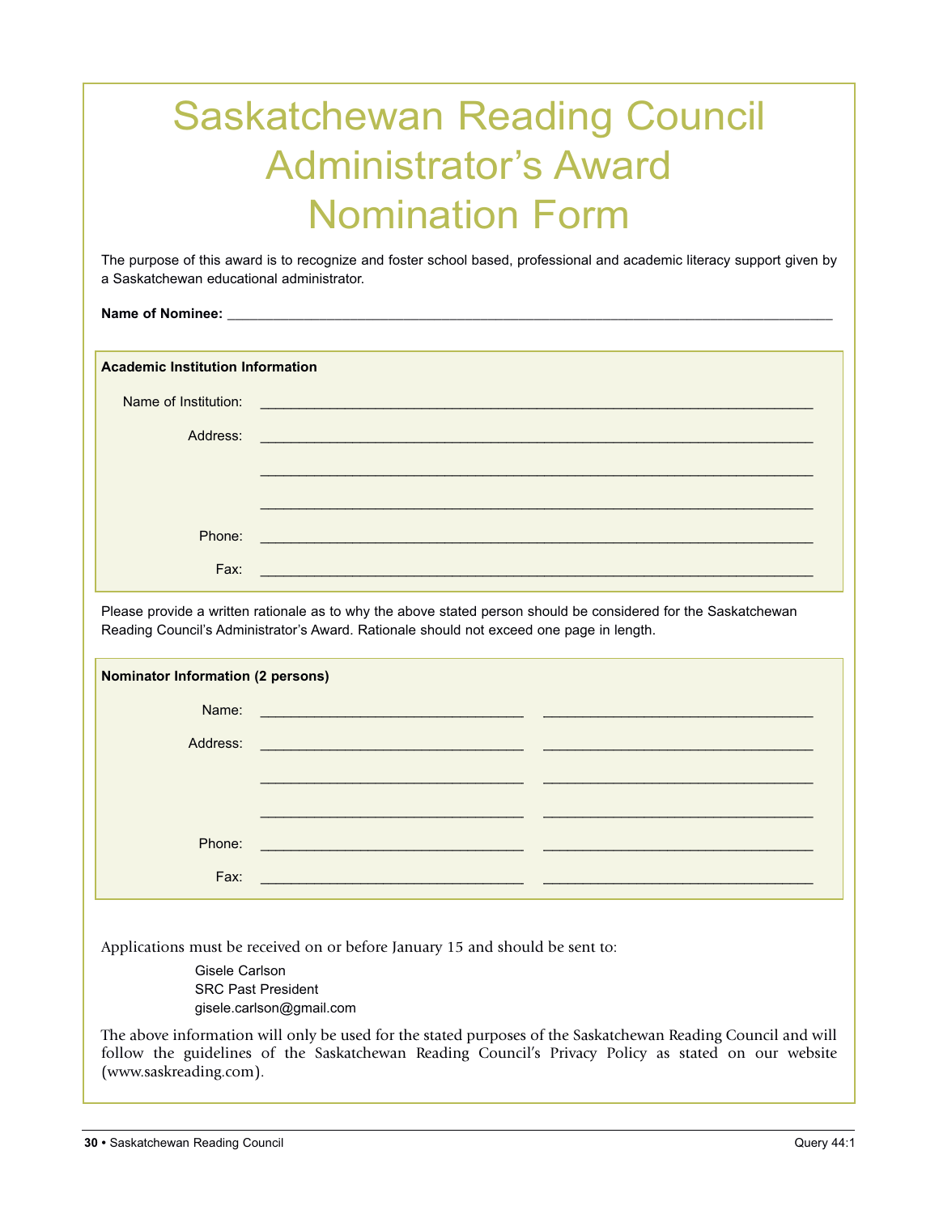# Saskatchewan Reading Council Administrator's Award Nomination Form

The purpose of this award is to recognize and foster school based, professional and academic literacy support given by a Saskatchewan educational administrator.

**Name of Nominee:** ______________________________________________

**Academic Institution Information**

Name of Institution: ______________________________________________

Address: ______________________________________________

______________________________________________

______________________________________________

Phone: ______________________________________________

Fax: ______________________________________________

Please provide a written rationale as to why the above stated person should be considered for the Saskatchewan Reading Council's Administrator's Award. Rationale should not exceed one page in length.

**Nominator Information (2 persons)**

| | | |
|---|---|---|
| Name: | ____________________ | ____________________ |
| Address: | ____________________ | ____________________ |
| | ____________________ | ____________________ |
| | ____________________ | ____________________ |
| Phone: | ____________________ | ____________________ |
| Fax: | ____________________ | ____________________ |

Applications must be received on or before January 15 and should be sent to:

Gisele Carlson  
SRC Past President  
gisele.carlson@gmail.com

The above information will only be used for the stated purposes of the Saskatchewan Reading Council and will follow the guidelines of the Saskatchewan Reading Council's Privacy Policy as stated on our website (www.saskreading.com).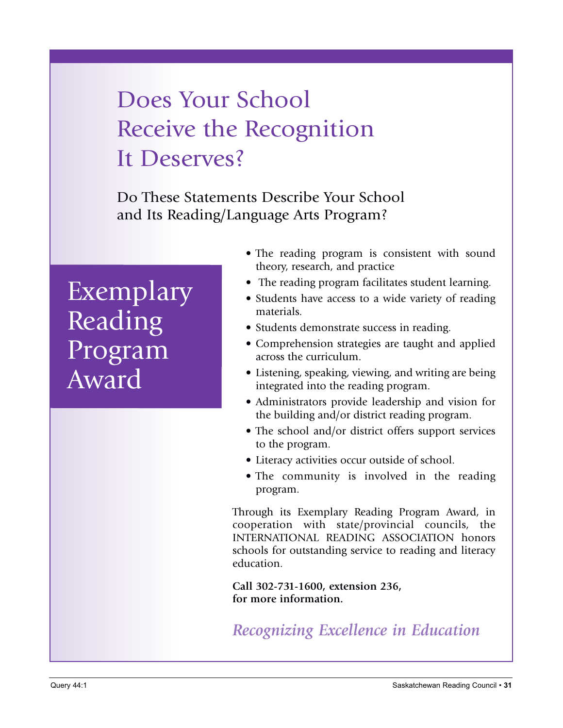# Does Your School Receive the Recognition It Deserves?

## Do These Statements Describe Your School and Its Reading/Language Arts Program?

## Exemplary Reading Program Award

- The reading program is consistent with sound theory, research, and practice
- The reading program facilitates student learning.
- Students have access to a wide variety of reading materials.
- Students demonstrate success in reading.
- Comprehension strategies are taught and applied across the curriculum.
- Listening, speaking, viewing, and writing are being integrated into the reading program.
- Administrators provide leadership and vision for the building and/or district reading program.
- The school and/or district offers support services to the program.
- Literacy activities occur outside of school.
- The community is involved in the reading program.

Through its Exemplary Reading Program Award, in cooperation with state/provincial councils, the INTERNATIONAL READING ASSOCIATION honors schools for outstanding service to reading and literacy education.

**Call 302-731-1600, extension 236, for more information.**

***Recognizing Excellence in Education***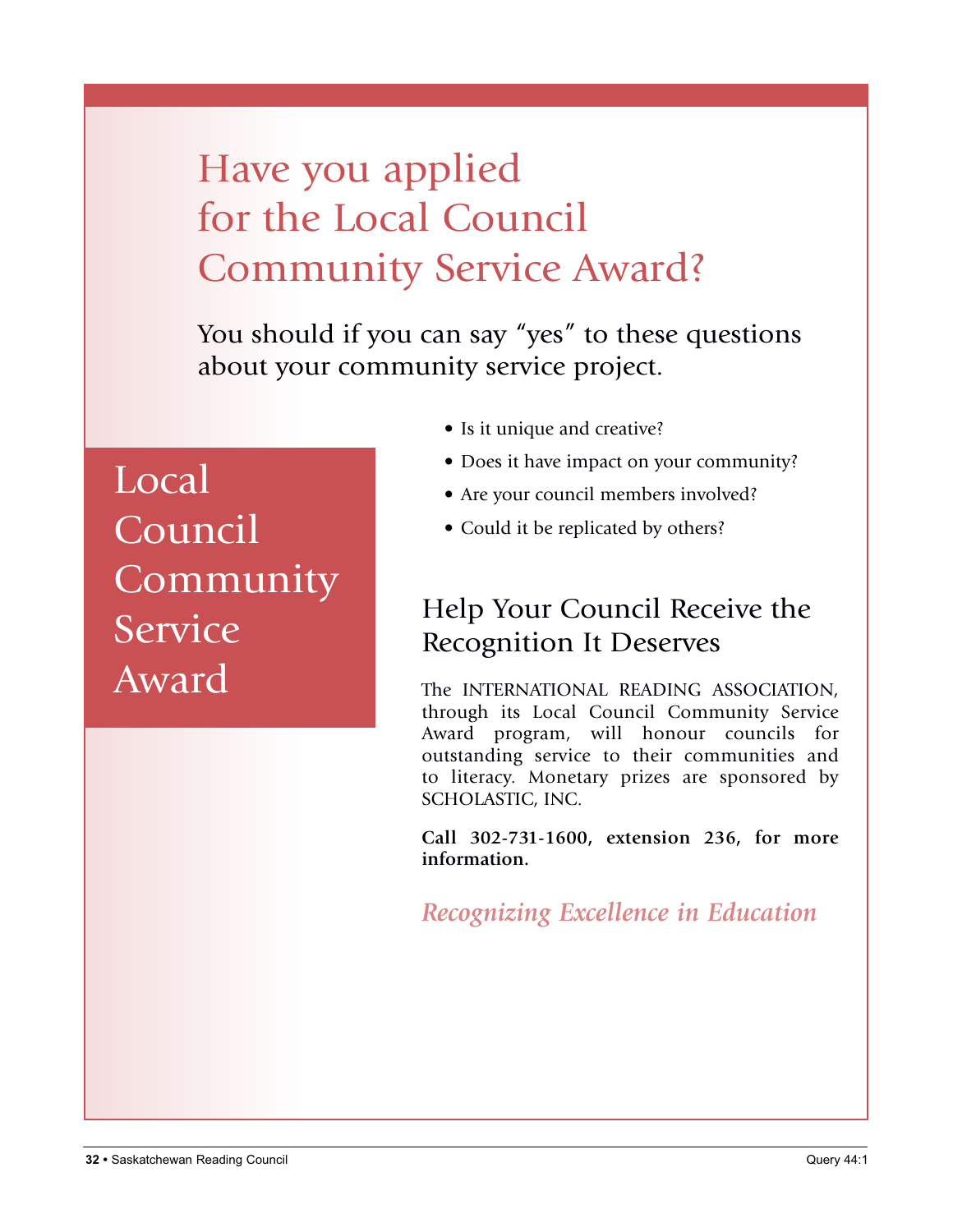# Have you applied for the Local Council Community Service Award?

You should if you can say "yes" to these questions about your community service project.

## Local Council Community Service Award

- Is it unique and creative?
- Does it have impact on your community?
- Are your council members involved?
- Could it be replicated by others?

## Help Your Council Receive the Recognition It Deserves

The INTERNATIONAL READING ASSOCIATION, through its Local Council Community Service Award program, will honour councils for outstanding service to their communities and to literacy. Monetary prizes are sponsored by SCHOLASTIC, INC.

**Call 302-731-1600, extension 236, for more information.**

*Recognizing Excellence in Education*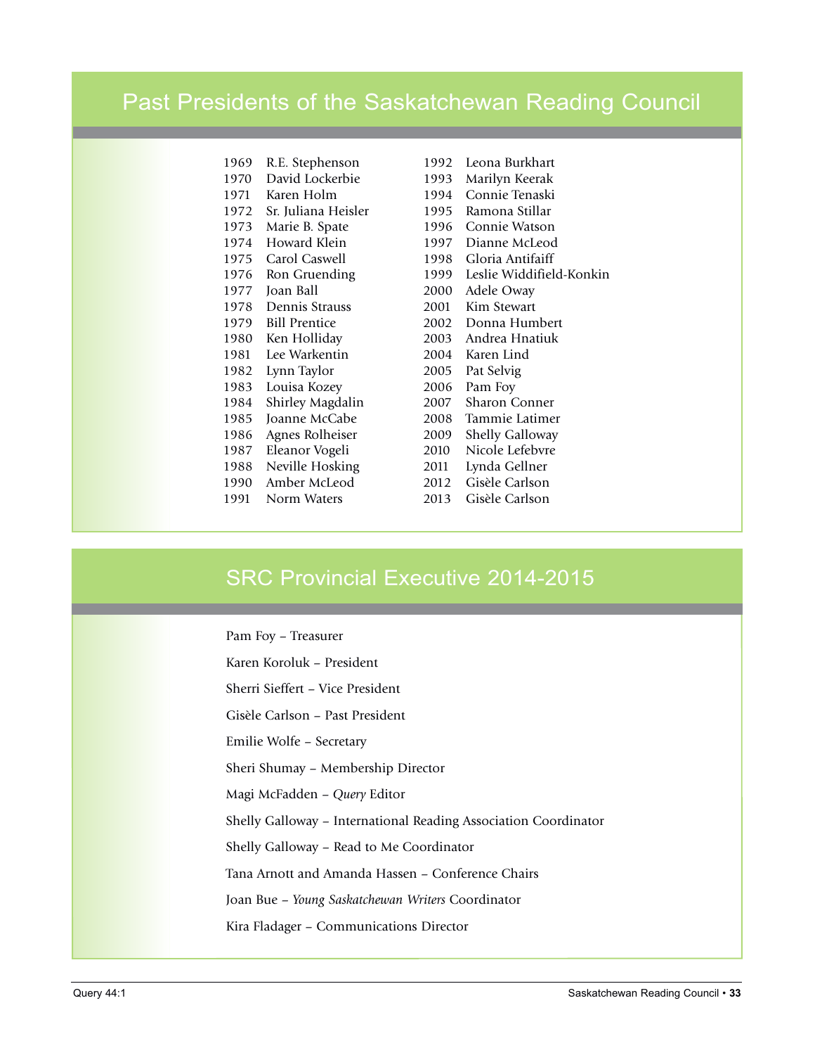## Past Presidents of the Saskatchewan Reading Council

1969 R.E. Stephenson
1970 David Lockerbie
1971 Karen Holm
1972 Sr. Juliana Heisler
1973 Marie B. Spate
1974 Howard Klein
1975 Carol Caswell
1976 Ron Gruending
1977 Joan Ball
1978 Dennis Strauss
1979 Bill Prentice
1980 Ken Holliday
1981 Lee Warkentin
1982 Lynn Taylor
1983 Louisa Kozey
1984 Shirley Magdalin
1985 Joanne McCabe
1986 Agnes Rolheiser
1987 Eleanor Vogeli
1988 Neville Hosking
1990 Amber McLeod
1991 Norm Waters
1992 Leona Burkhart
1993 Marilyn Keerak
1994 Connie Tenaski
1995 Ramona Stillar
1996 Connie Watson
1997 Dianne McLeod
1998 Gloria Antifaiff
1999 Leslie Widdifield-Konkin
2000 Adele Oway
2001 Kim Stewart
2002 Donna Humbert
2003 Andrea Hnatiuk
2004 Karen Lind
2005 Pat Selvig
2006 Pam Foy
2007 Sharon Conner
2008 Tammie Latimer
2009 Shelly Galloway
2010 Nicole Lefebvre
2011 Lynda Gellner
2012 Gisèle Carlson
2013 Gisèle Carlson

## SRC Provincial Executive 2014-2015

Pam Foy – Treasurer

Karen Koroluk – President

Sherri Sieffert – Vice President

Gisèle Carlson – Past President

Emilie Wolfe – Secretary

Sheri Shumay – Membership Director

Magi McFadden – *Query* Editor

Shelly Galloway – International Reading Association Coordinator

Shelly Galloway – Read to Me Coordinator

Tana Arnott and Amanda Hassen – Conference Chairs

Joan Bue – *Young Saskatchewan Writers* Coordinator

Kira Fladager – Communications Director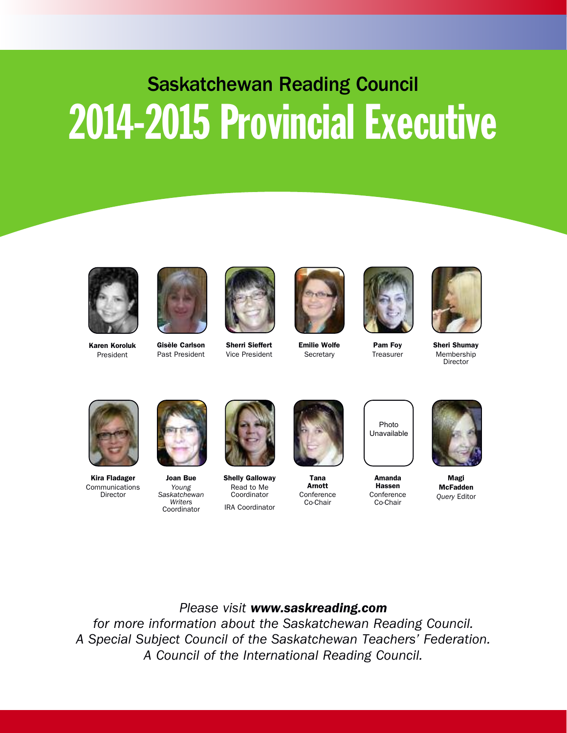# Saskatchewan Reading Council

# 2014-2015 Provincial Executive

**Karen Koroluk**
President

**Gisèle Carlson**
Past President

**Sherri Sieffert**
Vice President

**Emilie Wolfe**
Secretary

**Pam Foy**
Treasurer

**Sheri Shumay**
Membership Director

**Kira Fladager**
Communications Director

**Joan Bue**
*Young Saskatchewan Writers* Coordinator

**Shelly Galloway**
Read to Me Coordinator
IRA Coordinator

**Tana Arnott**
Conference Co-Chair

Photo Unavailable

**Amanda Hassen**
Conference Co-Chair

**Magi McFadden**
*Query* Editor

*Please visit **www.saskreading.com***
*for more information about the Saskatchewan Reading Council.*
*A Special Subject Council of the Saskatchewan Teachers' Federation.*
*A Council of the International Reading Council.*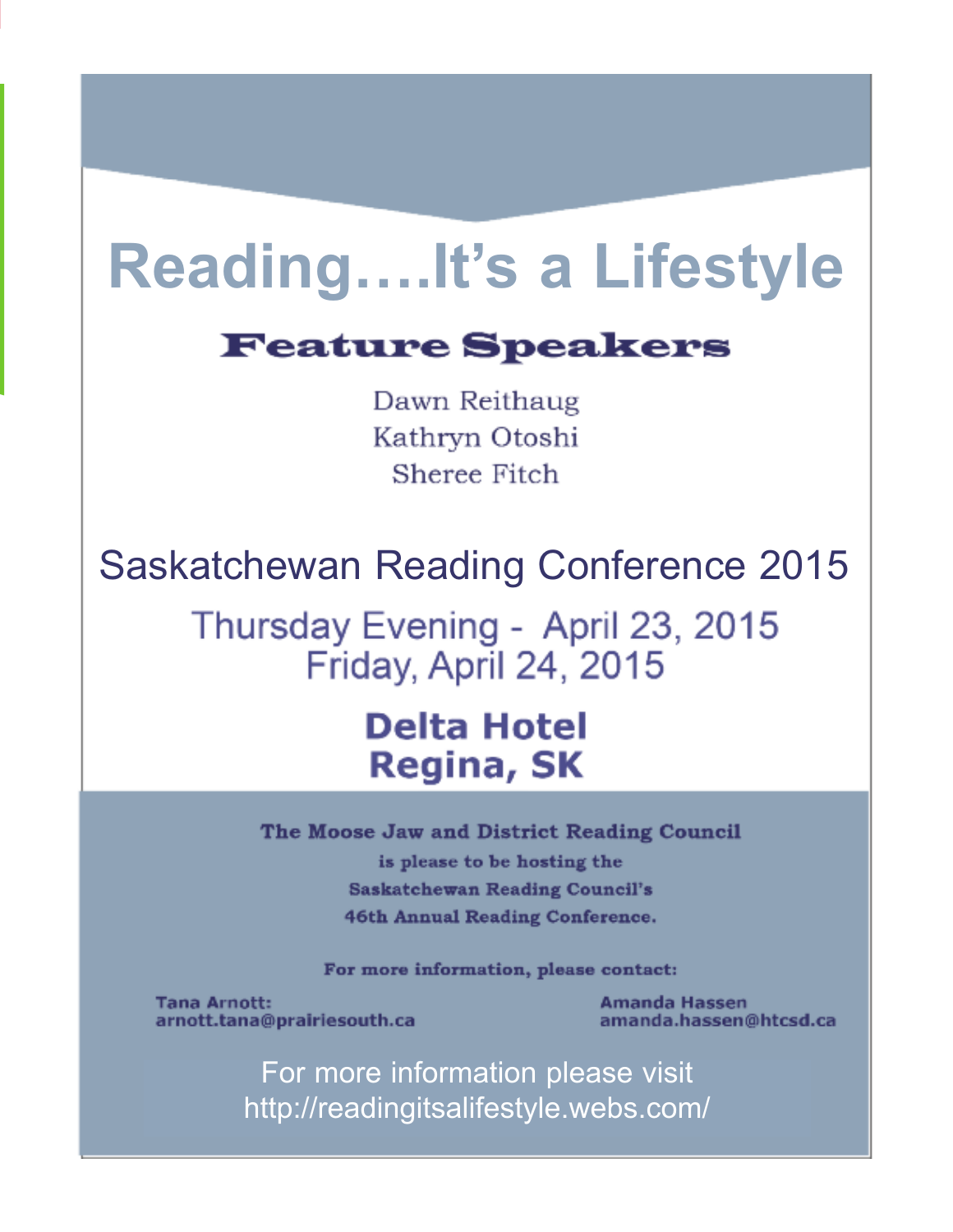# Reading….It's a Lifestyle

## Feature Speakers

Dawn Reithaug
Kathryn Otoshi
Sheree Fitch

## Saskatchewan Reading Conference 2015

Thursday Evening - April 23, 2015
Friday, April 24, 2015

**Delta Hotel**
**Regina, SK**

**The Moose Jaw and District Reading Council is please to be hosting the Saskatchewan Reading Council's 46th Annual Reading Conference.**

**For more information, please contact:**

**Tana Arnott:**
**arnott.tana@prairiesouth.ca**

**Amanda Hassen**
**amanda.hassen@htcsd.ca**

For more information please visit
http://readingitsalifestyle.webs.com/